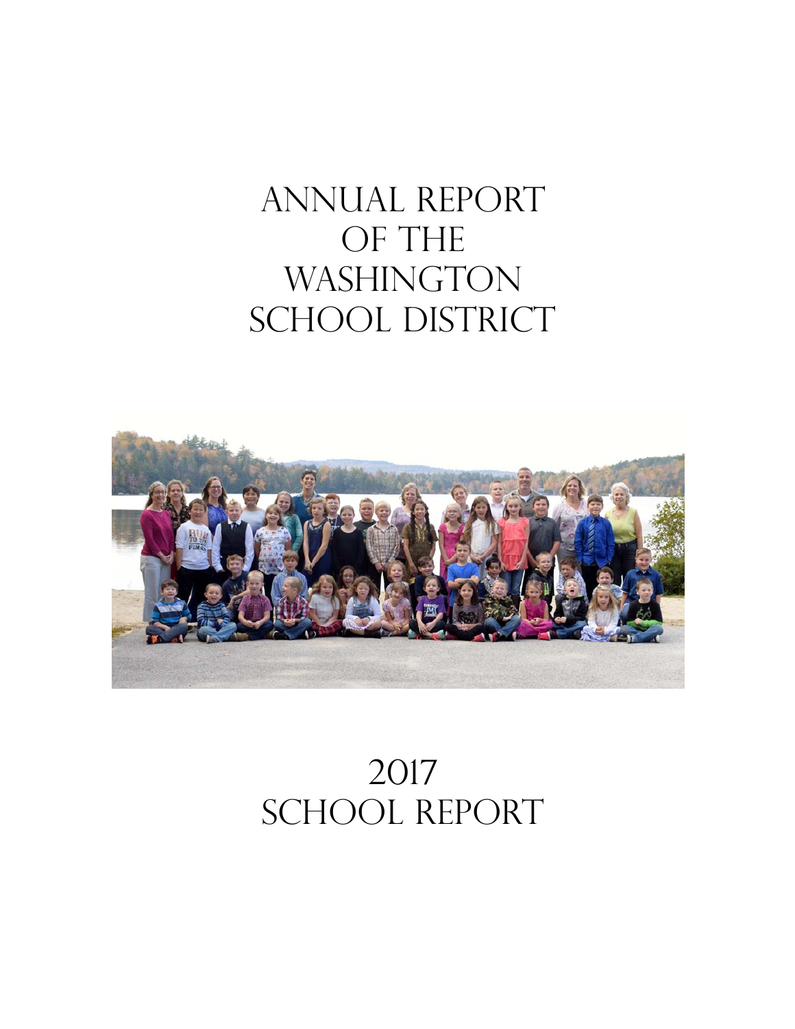# Annual Report of the Washington School District

# 2017 School Report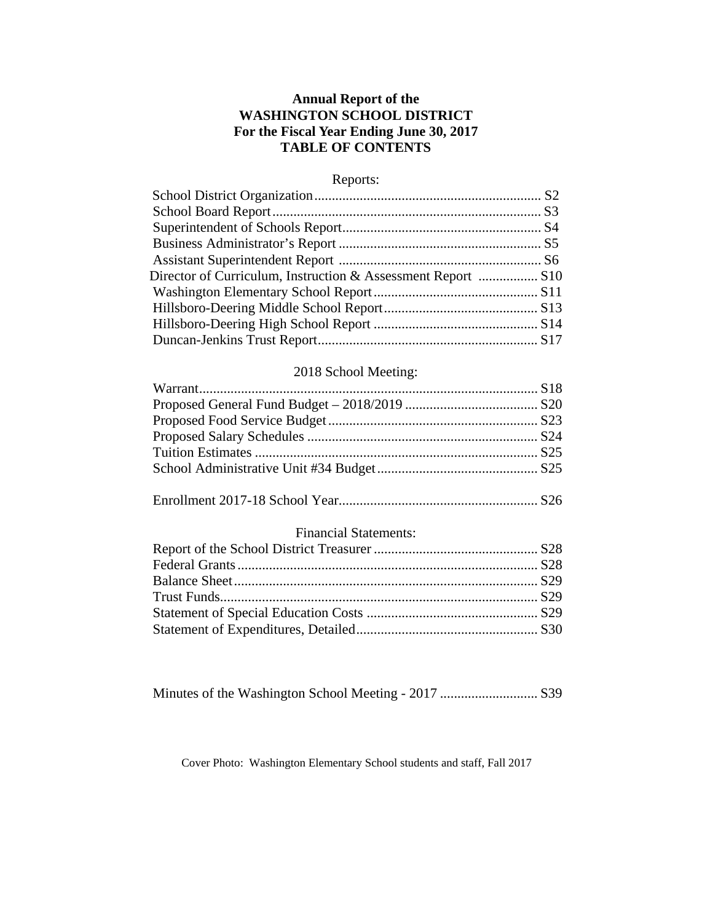# Annual Report of the WASHINGTON SCHOOL DISTRICT For the Fiscal Year Ending June 30, 2017

## TABLE OF CONTENTS

### Reports:

| | |
|---|---|
| School District Organization | S2 |
| School Board Report | S3 |
| Superintendent of Schools Report | S4 |
| Business Administrator's Report | S5 |
| Assistant Superintendent Report | S6 |
| Director of Curriculum, Instruction & Assessment Report | S10 |
| Washington Elementary School Report | S11 |
| Hillsboro-Deering Middle School Report | S13 |
| Hillsboro-Deering High School Report | S14 |
| Duncan-Jenkins Trust Report | S17 |

### 2018 School Meeting:

| | |
|---|---|
| Warrant | S18 |
| Proposed General Fund Budget – 2018/2019 | S20 |
| Proposed Food Service Budget | S23 |
| Proposed Salary Schedules | S24 |
| Tuition Estimates | S25 |
| School Administrative Unit #34 Budget | S25 |
| | |
| Enrollment 2017-18 School Year | S26 |

### Financial Statements:

| | |
|---|---|
| Report of the School District Treasurer | S28 |
| Federal Grants | S28 |
| Balance Sheet | S29 |
| Trust Funds | S29 |
| Statement of Special Education Costs | S29 |
| Statement of Expenditures, Detailed | S30 |
| | |
| Minutes of the Washington School Meeting - 2017 | S39 |

Cover Photo: Washington Elementary School students and staff, Fall 2017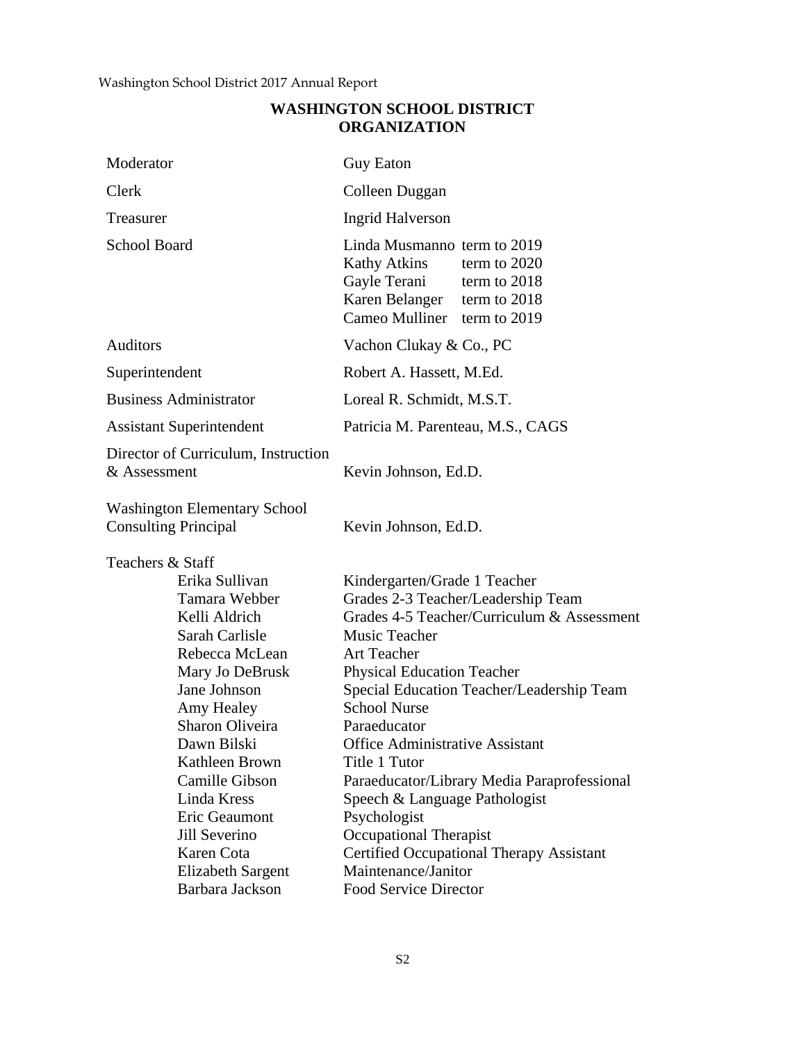# WASHINGTON SCHOOL DISTRICT ORGANIZATION

| | |
|---|---|
| Moderator | Guy Eaton |
| Clerk | Colleen Duggan |
| Treasurer | Ingrid Halverson |
| School Board | Linda Musmanno term to 2019<br>Kathy Atkins term to 2020<br>Gayle Terani term to 2018<br>Karen Belanger term to 2018<br>Cameo Mulliner term to 2019 |
| Auditors | Vachon Clukay & Co., PC |
| Superintendent | Robert A. Hassett, M.Ed. |
| Business Administrator | Loreal R. Schmidt, M.S.T. |
| Assistant Superintendent | Patricia M. Parenteau, M.S., CAGS |
| Director of Curriculum, Instruction & Assessment | Kevin Johnson, Ed.D. |
| Washington Elementary School Consulting Principal | Kevin Johnson, Ed.D. |

**Teachers & Staff**

| | |
|---|---|
| Erika Sullivan | Kindergarten/Grade 1 Teacher |
| Tamara Webber | Grades 2-3 Teacher/Leadership Team |
| Kelli Aldrich | Grades 4-5 Teacher/Curriculum & Assessment |
| Sarah Carlisle | Music Teacher |
| Rebecca McLean | Art Teacher |
| Mary Jo DeBrusk | Physical Education Teacher |
| Jane Johnson | Special Education Teacher/Leadership Team |
| Amy Healey | School Nurse |
| Sharon Oliveira | Paraeducator |
| Dawn Bilski | Office Administrative Assistant |
| Kathleen Brown | Title 1 Tutor |
| Camille Gibson | Paraeducator/Library Media Paraprofessional |
| Linda Kress | Speech & Language Pathologist |
| Eric Geaumont | Psychologist |
| Jill Severino | Occupational Therapist |
| Karen Cota | Certified Occupational Therapy Assistant |
| Elizabeth Sargent | Maintenance/Janitor |
| Barbara Jackson | Food Service Director |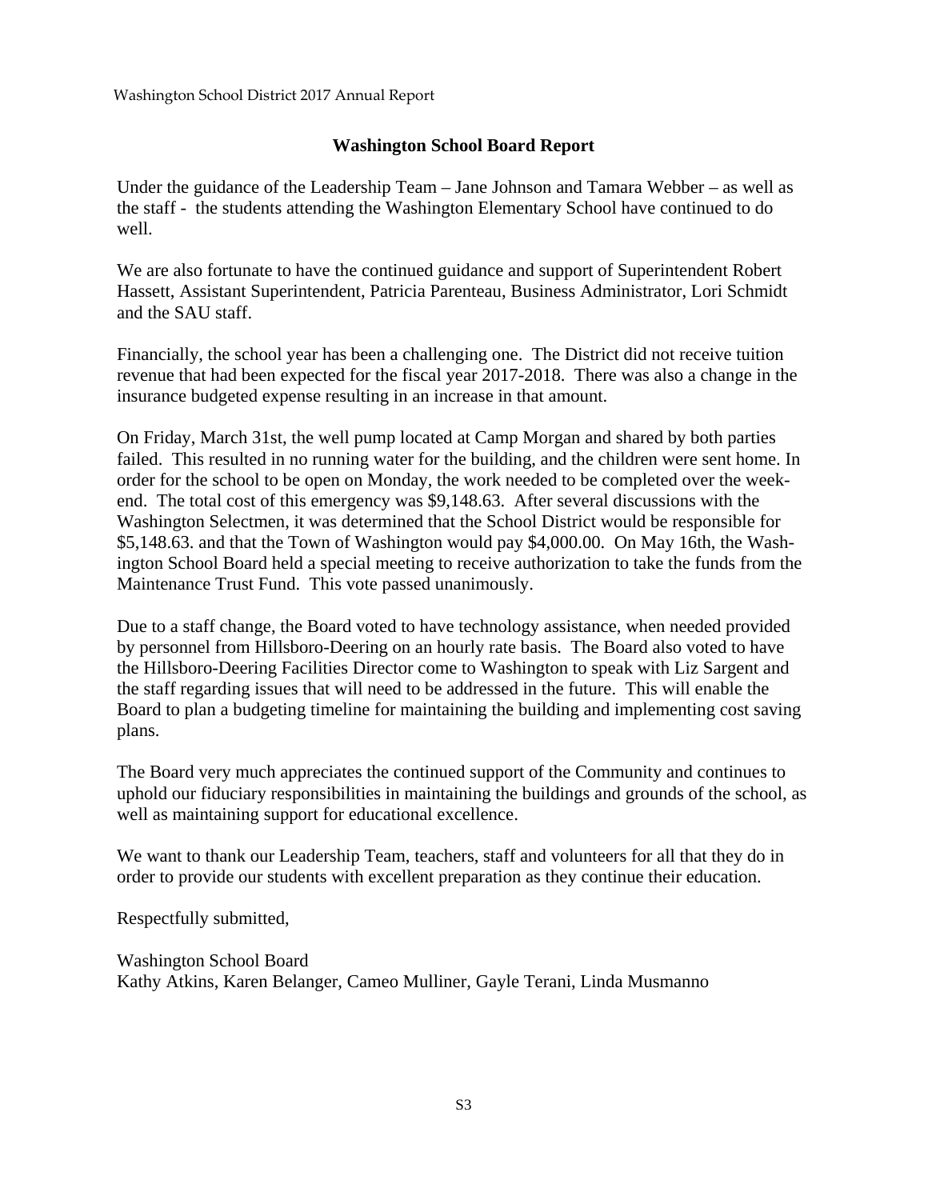## Washington School Board Report

Under the guidance of the Leadership Team – Jane Johnson and Tamara Webber – as well as the staff - the students attending the Washington Elementary School have continued to do well.

We are also fortunate to have the continued guidance and support of Superintendent Robert Hassett, Assistant Superintendent, Patricia Parenteau, Business Administrator, Lori Schmidt and the SAU staff.

Financially, the school year has been a challenging one. The District did not receive tuition revenue that had been expected for the fiscal year 2017-2018. There was also a change in the insurance budgeted expense resulting in an increase in that amount.

On Friday, March 31st, the well pump located at Camp Morgan and shared by both parties failed. This resulted in no running water for the building, and the children were sent home. In order for the school to be open on Monday, the work needed to be completed over the weekend. The total cost of this emergency was $9,148.63. After several discussions with the Washington Selectmen, it was determined that the School District would be responsible for $5,148.63. and that the Town of Washington would pay $4,000.00. On May 16th, the Washington School Board held a special meeting to receive authorization to take the funds from the Maintenance Trust Fund. This vote passed unanimously.

Due to a staff change, the Board voted to have technology assistance, when needed provided by personnel from Hillsboro-Deering on an hourly rate basis. The Board also voted to have the Hillsboro-Deering Facilities Director come to Washington to speak with Liz Sargent and the staff regarding issues that will need to be addressed in the future. This will enable the Board to plan a budgeting timeline for maintaining the building and implementing cost saving plans.

The Board very much appreciates the continued support of the Community and continues to uphold our fiduciary responsibilities in maintaining the buildings and grounds of the school, as well as maintaining support for educational excellence.

We want to thank our Leadership Team, teachers, staff and volunteers for all that they do in order to provide our students with excellent preparation as they continue their education.

Respectfully submitted,

Washington School Board
Kathy Atkins, Karen Belanger, Cameo Mulliner, Gayle Terani, Linda Musmanno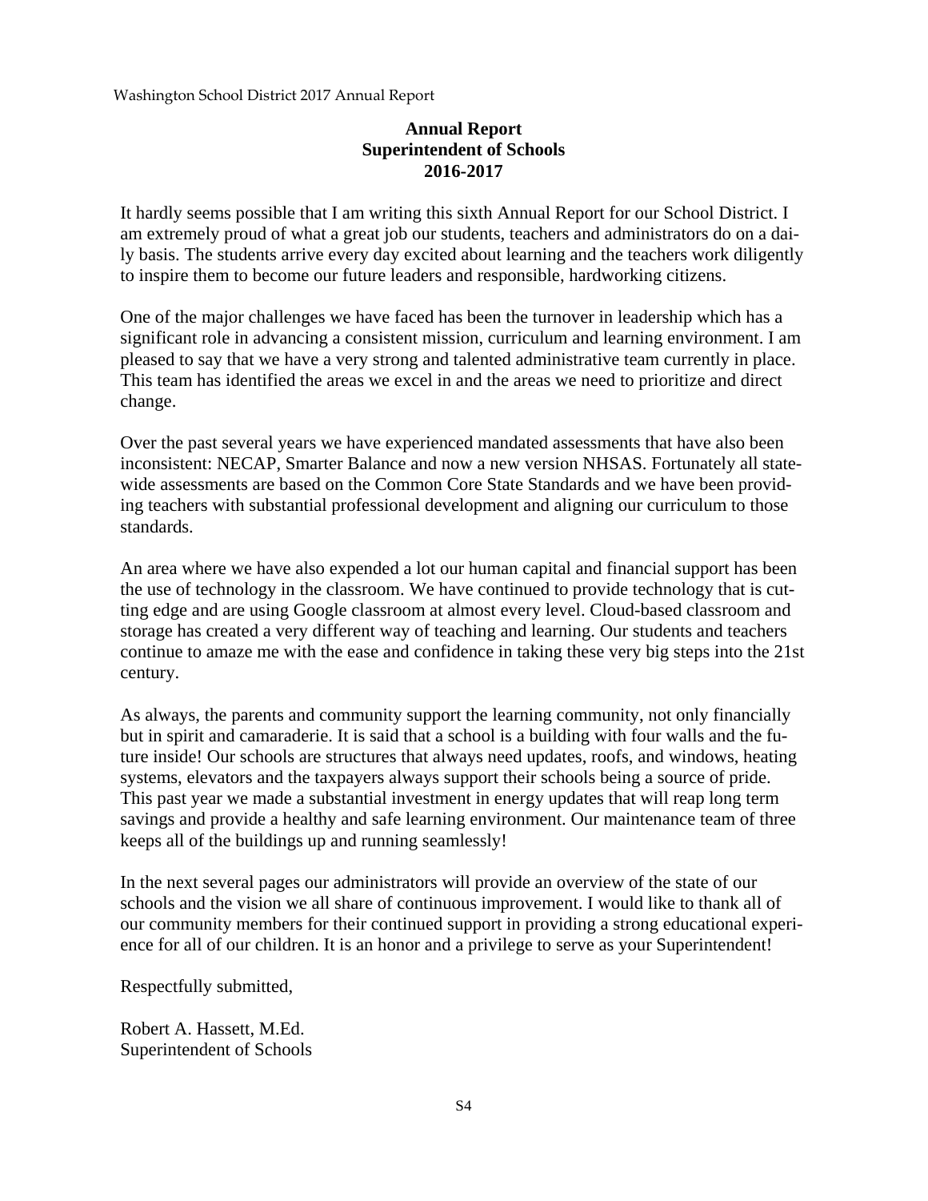# Annual Report
## Superintendent of Schools
## 2016-2017

It hardly seems possible that I am writing this sixth Annual Report for our School District. I am extremely proud of what a great job our students, teachers and administrators do on a daily basis. The students arrive every day excited about learning and the teachers work diligently to inspire them to become our future leaders and responsible, hardworking citizens.

One of the major challenges we have faced has been the turnover in leadership which has a significant role in advancing a consistent mission, curriculum and learning environment. I am pleased to say that we have a very strong and talented administrative team currently in place. This team has identified the areas we excel in and the areas we need to prioritize and direct change.

Over the past several years we have experienced mandated assessments that have also been inconsistent: NECAP, Smarter Balance and now a new version NHSAS. Fortunately all statewide assessments are based on the Common Core State Standards and we have been providing teachers with substantial professional development and aligning our curriculum to those standards.

An area where we have also expended a lot our human capital and financial support has been the use of technology in the classroom. We have continued to provide technology that is cutting edge and are using Google classroom at almost every level. Cloud-based classroom and storage has created a very different way of teaching and learning. Our students and teachers continue to amaze me with the ease and confidence in taking these very big steps into the 21st century.

As always, the parents and community support the learning community, not only financially but in spirit and camaraderie. It is said that a school is a building with four walls and the future inside! Our schools are structures that always need updates, roofs, and windows, heating systems, elevators and the taxpayers always support their schools being a source of pride. This past year we made a substantial investment in energy updates that will reap long term savings and provide a healthy and safe learning environment. Our maintenance team of three keeps all of the buildings up and running seamlessly!

In the next several pages our administrators will provide an overview of the state of our schools and the vision we all share of continuous improvement. I would like to thank all of our community members for their continued support in providing a strong educational experience for all of our children. It is an honor and a privilege to serve as your Superintendent!

Respectfully submitted,

Robert A. Hassett, M.Ed.
Superintendent of Schools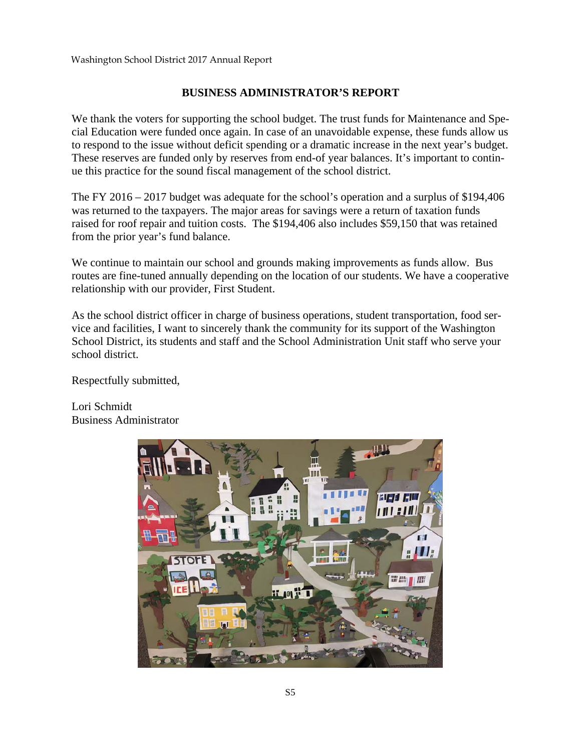## BUSINESS ADMINISTRATOR'S REPORT

We thank the voters for supporting the school budget. The trust funds for Maintenance and Special Education were funded once again. In case of an unavoidable expense, these funds allow us to respond to the issue without deficit spending or a dramatic increase in the next year's budget. These reserves are funded only by reserves from end-of year balances. It's important to continue this practice for the sound fiscal management of the school district.

The FY 2016 – 2017 budget was adequate for the school's operation and a surplus of $194,406 was returned to the taxpayers. The major areas for savings were a return of taxation funds raised for roof repair and tuition costs. The $194,406 also includes $59,150 that was retained from the prior year's fund balance.

We continue to maintain our school and grounds making improvements as funds allow. Bus routes are fine-tuned annually depending on the location of our students. We have a cooperative relationship with our provider, First Student.

As the school district officer in charge of business operations, student transportation, food service and facilities, I want to sincerely thank the community for its support of the Washington School District, its students and staff and the School Administration Unit staff who serve your school district.

Respectfully submitted,

Lori Schmidt
Business Administrator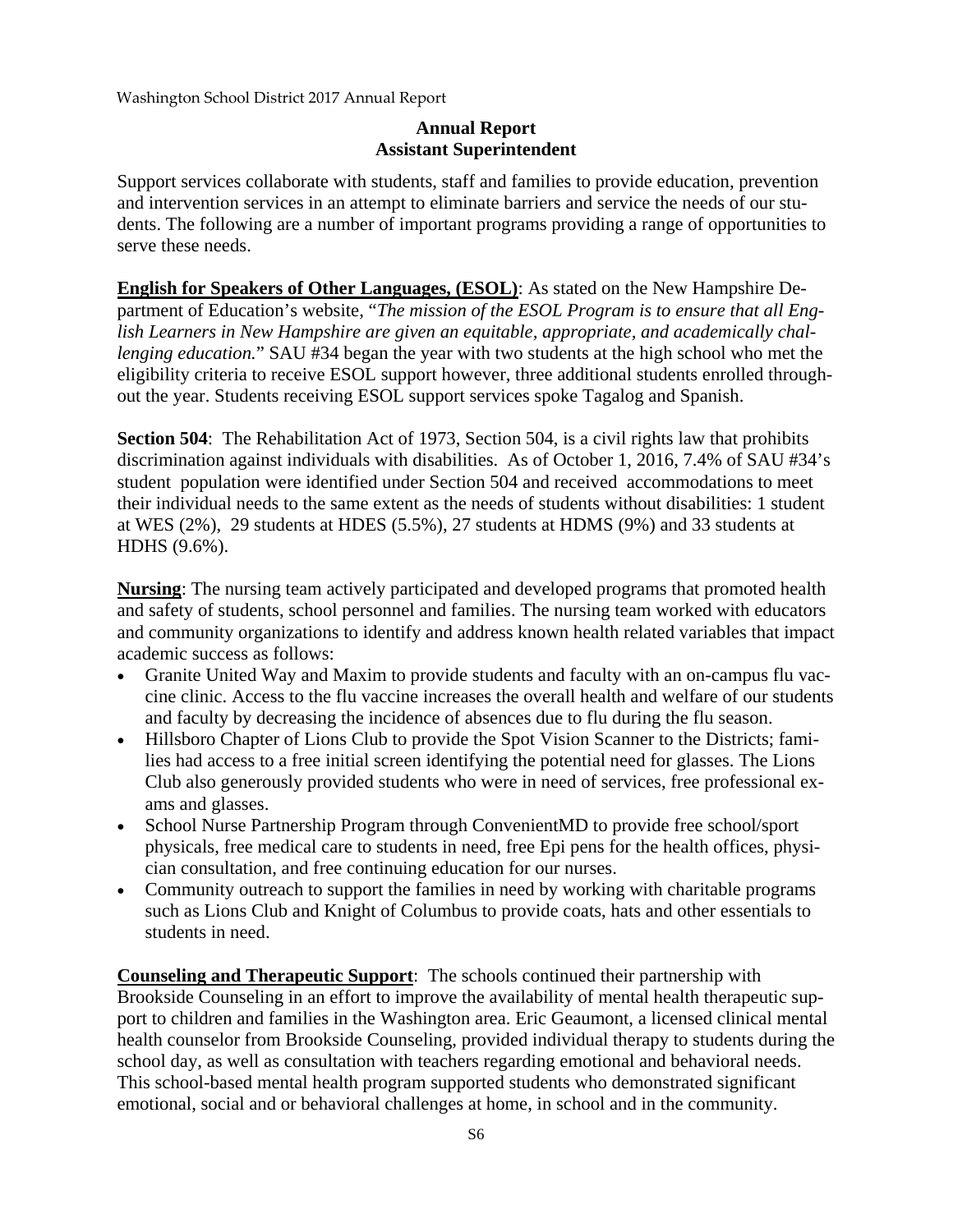## Annual Report
## Assistant Superintendent

Support services collaborate with students, staff and families to provide education, prevention and intervention services in an attempt to eliminate barriers and service the needs of our students. The following are a number of important programs providing a range of opportunities to serve these needs.

**English for Speakers of Other Languages, (ESOL)**: As stated on the New Hampshire Department of Education's website, "*The mission of the ESOL Program is to ensure that all English Learners in New Hampshire are given an equitable, appropriate, and academically challenging education.*" SAU #34 began the year with two students at the high school who met the eligibility criteria to receive ESOL support however, three additional students enrolled throughout the year. Students receiving ESOL support services spoke Tagalog and Spanish.

**Section 504**: The Rehabilitation Act of 1973, Section 504, is a civil rights law that prohibits discrimination against individuals with disabilities. As of October 1, 2016, 7.4% of SAU #34's student population were identified under Section 504 and received accommodations to meet their individual needs to the same extent as the needs of students without disabilities: 1 student at WES (2%), 29 students at HDES (5.5%), 27 students at HDMS (9%) and 33 students at HDHS (9.6%).

**Nursing**: The nursing team actively participated and developed programs that promoted health and safety of students, school personnel and families. The nursing team worked with educators and community organizations to identify and address known health related variables that impact academic success as follows:

- Granite United Way and Maxim to provide students and faculty with an on-campus flu vaccine clinic. Access to the flu vaccine increases the overall health and welfare of our students and faculty by decreasing the incidence of absences due to flu during the flu season.
- Hillsboro Chapter of Lions Club to provide the Spot Vision Scanner to the Districts; families had access to a free initial screen identifying the potential need for glasses. The Lions Club also generously provided students who were in need of services, free professional exams and glasses.
- School Nurse Partnership Program through ConvenientMD to provide free school/sport physicals, free medical care to students in need, free Epi pens for the health offices, physician consultation, and free continuing education for our nurses.
- Community outreach to support the families in need by working with charitable programs such as Lions Club and Knight of Columbus to provide coats, hats and other essentials to students in need.

**Counseling and Therapeutic Support**: The schools continued their partnership with Brookside Counseling in an effort to improve the availability of mental health therapeutic support to children and families in the Washington area. Eric Geaumont, a licensed clinical mental health counselor from Brookside Counseling, provided individual therapy to students during the school day, as well as consultation with teachers regarding emotional and behavioral needs. This school-based mental health program supported students who demonstrated significant emotional, social and or behavioral challenges at home, in school and in the community.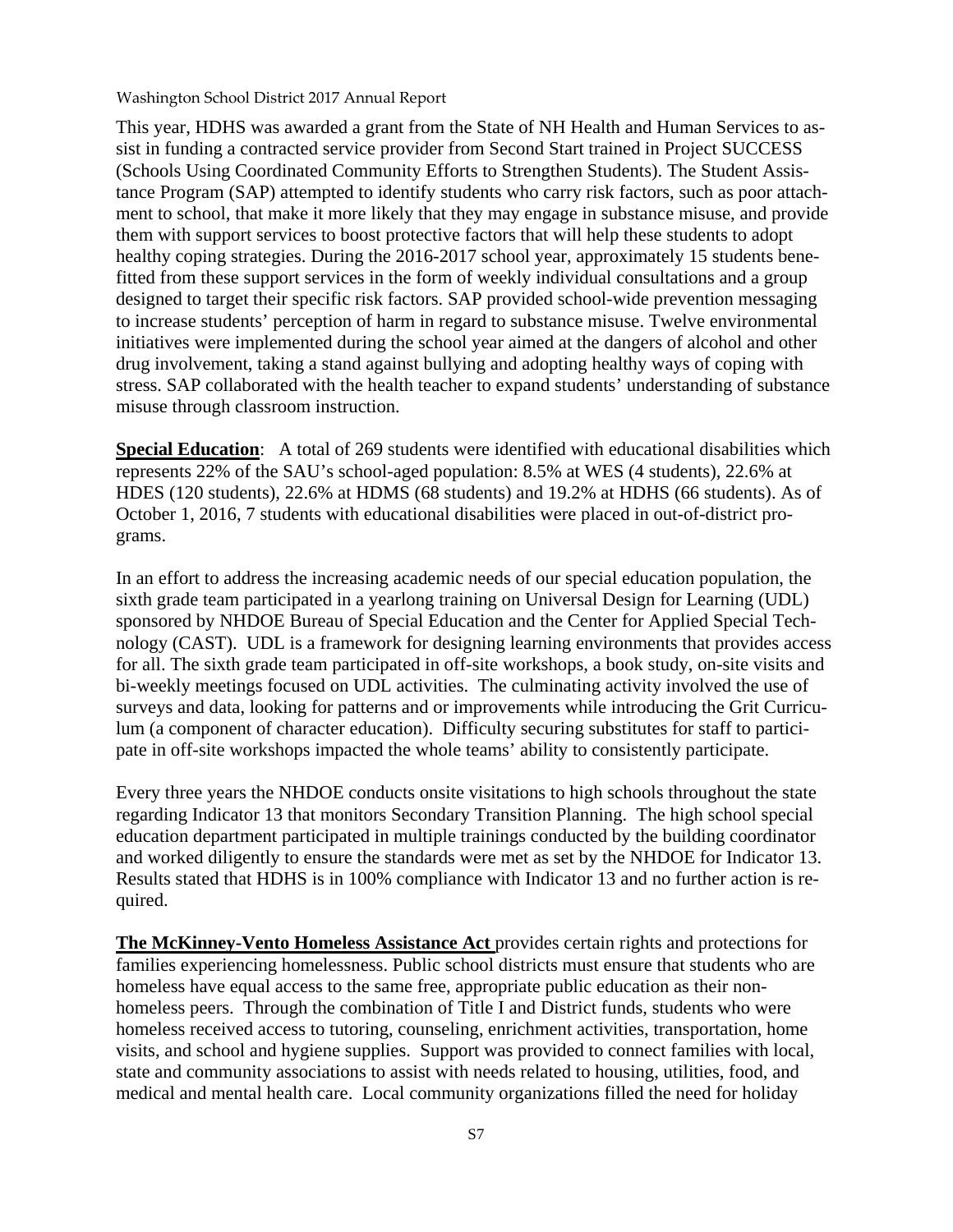This year, HDHS was awarded a grant from the State of NH Health and Human Services to assist in funding a contracted service provider from Second Start trained in Project SUCCESS (Schools Using Coordinated Community Efforts to Strengthen Students). The Student Assistance Program (SAP) attempted to identify students who carry risk factors, such as poor attachment to school, that make it more likely that they may engage in substance misuse, and provide them with support services to boost protective factors that will help these students to adopt healthy coping strategies. During the 2016-2017 school year, approximately 15 students benefitted from these support services in the form of weekly individual consultations and a group designed to target their specific risk factors. SAP provided school-wide prevention messaging to increase students' perception of harm in regard to substance misuse. Twelve environmental initiatives were implemented during the school year aimed at the dangers of alcohol and other drug involvement, taking a stand against bullying and adopting healthy ways of coping with stress. SAP collaborated with the health teacher to expand students' understanding of substance misuse through classroom instruction.

**Special Education**: A total of 269 students were identified with educational disabilities which represents 22% of the SAU's school-aged population: 8.5% at WES (4 students), 22.6% at HDES (120 students), 22.6% at HDMS (68 students) and 19.2% at HDHS (66 students). As of October 1, 2016, 7 students with educational disabilities were placed in out-of-district programs.

In an effort to address the increasing academic needs of our special education population, the sixth grade team participated in a yearlong training on Universal Design for Learning (UDL) sponsored by NHDOE Bureau of Special Education and the Center for Applied Special Technology (CAST). UDL is a framework for designing learning environments that provides access for all. The sixth grade team participated in off-site workshops, a book study, on-site visits and bi-weekly meetings focused on UDL activities. The culminating activity involved the use of surveys and data, looking for patterns and or improvements while introducing the Grit Curriculum (a component of character education). Difficulty securing substitutes for staff to participate in off-site workshops impacted the whole teams' ability to consistently participate.

Every three years the NHDOE conducts onsite visitations to high schools throughout the state regarding Indicator 13 that monitors Secondary Transition Planning. The high school special education department participated in multiple trainings conducted by the building coordinator and worked diligently to ensure the standards were met as set by the NHDOE for Indicator 13. Results stated that HDHS is in 100% compliance with Indicator 13 and no further action is required.

**The McKinney-Vento Homeless Assistance Act** provides certain rights and protections for families experiencing homelessness. Public school districts must ensure that students who are homeless have equal access to the same free, appropriate public education as their non-homeless peers. Through the combination of Title I and District funds, students who were homeless received access to tutoring, counseling, enrichment activities, transportation, home visits, and school and hygiene supplies. Support was provided to connect families with local, state and community associations to assist with needs related to housing, utilities, food, and medical and mental health care. Local community organizations filled the need for holiday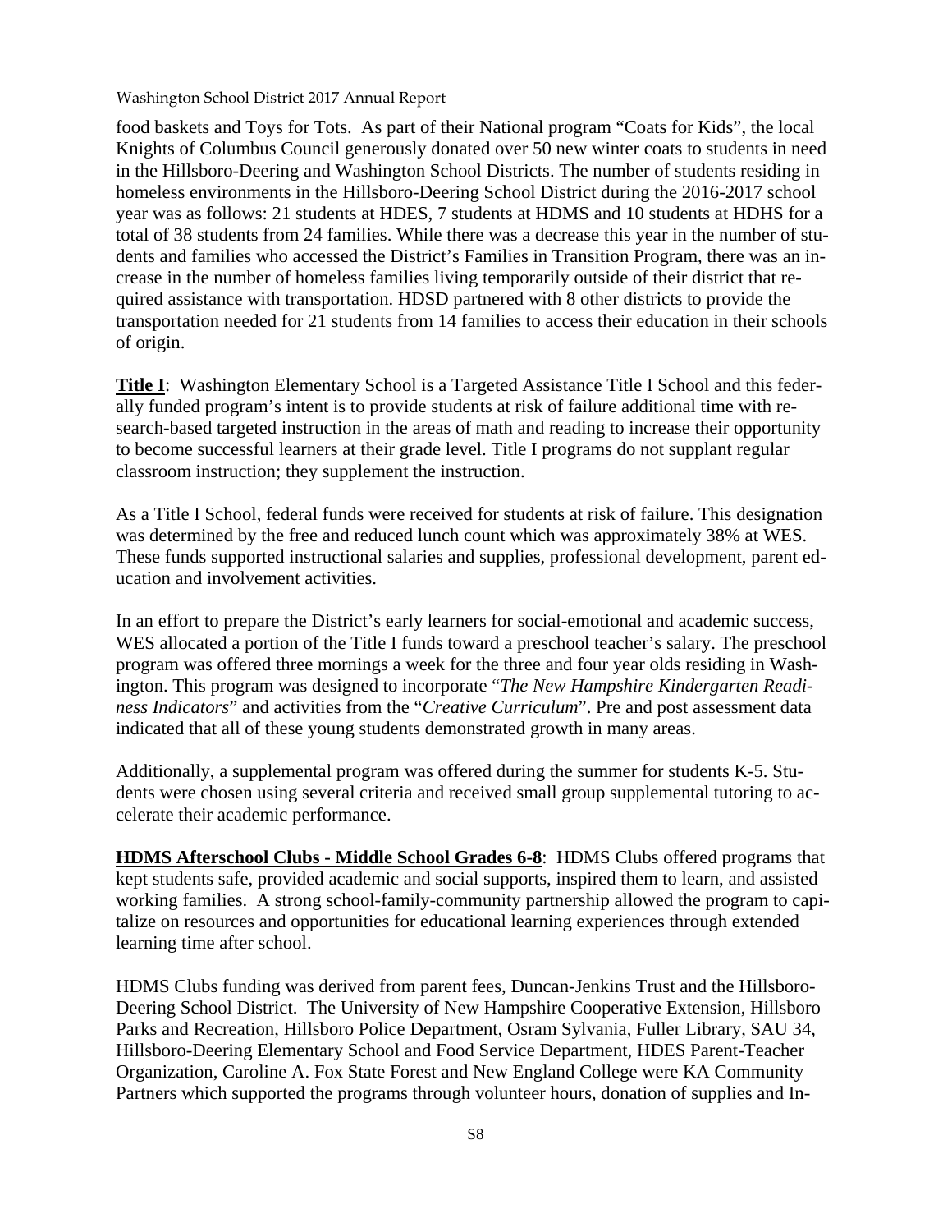food baskets and Toys for Tots. As part of their National program "Coats for Kids", the local Knights of Columbus Council generously donated over 50 new winter coats to students in need in the Hillsboro-Deering and Washington School Districts. The number of students residing in homeless environments in the Hillsboro-Deering School District during the 2016-2017 school year was as follows: 21 students at HDES, 7 students at HDMS and 10 students at HDHS for a total of 38 students from 24 families. While there was a decrease this year in the number of students and families who accessed the District's Families in Transition Program, there was an increase in the number of homeless families living temporarily outside of their district that required assistance with transportation. HDSD partnered with 8 other districts to provide the transportation needed for 21 students from 14 families to access their education in their schools of origin.

**Title I**: Washington Elementary School is a Targeted Assistance Title I School and this federally funded program's intent is to provide students at risk of failure additional time with research-based targeted instruction in the areas of math and reading to increase their opportunity to become successful learners at their grade level. Title I programs do not supplant regular classroom instruction; they supplement the instruction.

As a Title I School, federal funds were received for students at risk of failure. This designation was determined by the free and reduced lunch count which was approximately 38% at WES. These funds supported instructional salaries and supplies, professional development, parent education and involvement activities.

In an effort to prepare the District's early learners for social-emotional and academic success, WES allocated a portion of the Title I funds toward a preschool teacher's salary. The preschool program was offered three mornings a week for the three and four year olds residing in Washington. This program was designed to incorporate "*The New Hampshire Kindergarten Readiness Indicators*" and activities from the "*Creative Curriculum*". Pre and post assessment data indicated that all of these young students demonstrated growth in many areas.

Additionally, a supplemental program was offered during the summer for students K-5. Students were chosen using several criteria and received small group supplemental tutoring to accelerate their academic performance.

**HDMS Afterschool Clubs - Middle School Grades 6-8**: HDMS Clubs offered programs that kept students safe, provided academic and social supports, inspired them to learn, and assisted working families. A strong school-family-community partnership allowed the program to capitalize on resources and opportunities for educational learning experiences through extended learning time after school.

HDMS Clubs funding was derived from parent fees, Duncan-Jenkins Trust and the Hillsboro-Deering School District. The University of New Hampshire Cooperative Extension, Hillsboro Parks and Recreation, Hillsboro Police Department, Osram Sylvania, Fuller Library, SAU 34, Hillsboro-Deering Elementary School and Food Service Department, HDES Parent-Teacher Organization, Caroline A. Fox State Forest and New England College were KA Community Partners which supported the programs through volunteer hours, donation of supplies and In-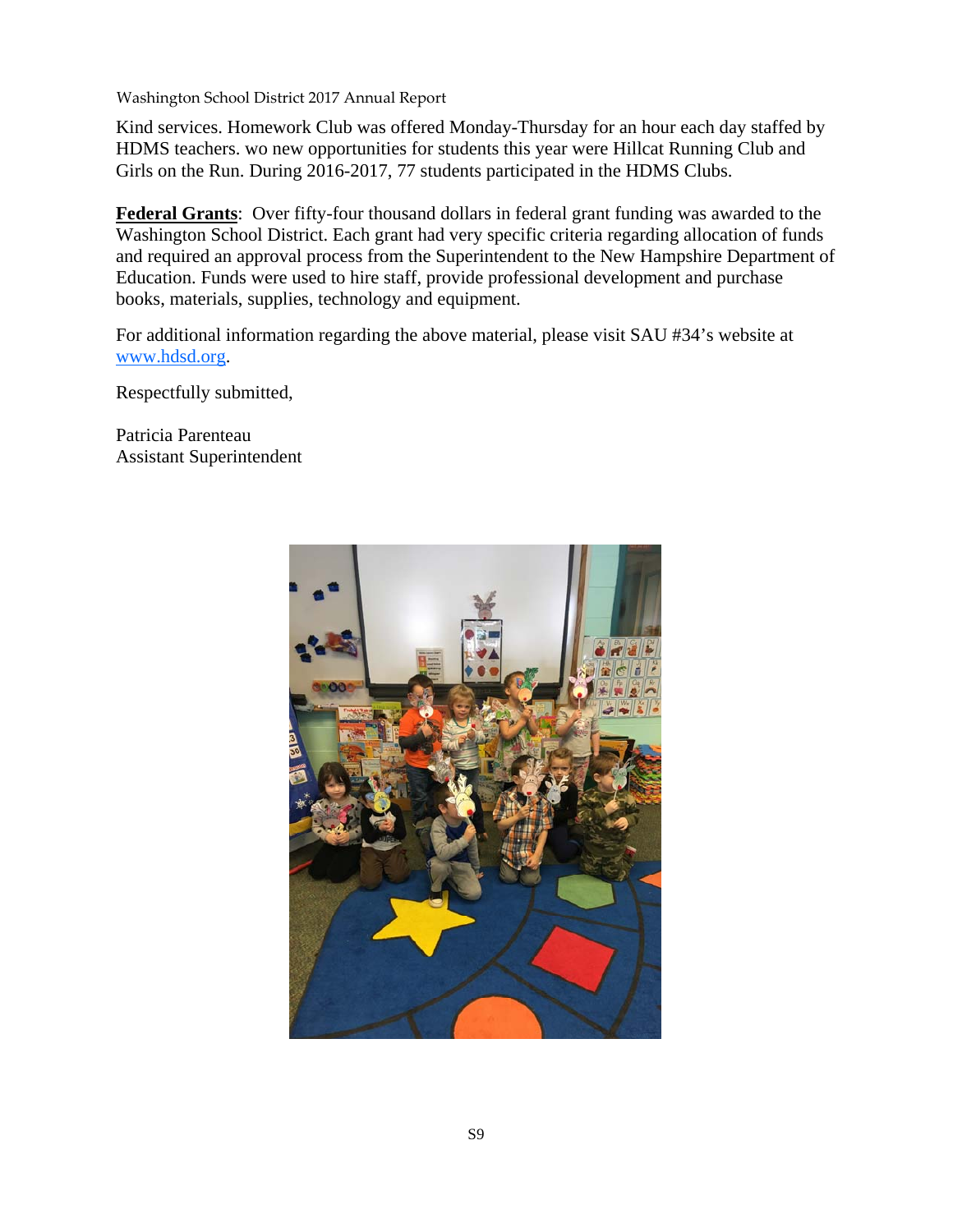Kind services. Homework Club was offered Monday-Thursday for an hour each day staffed by HDMS teachers. wo new opportunities for students this year were Hillcat Running Club and Girls on the Run. During 2016-2017, 77 students participated in the HDMS Clubs.

**Federal Grants**: Over fifty-four thousand dollars in federal grant funding was awarded to the Washington School District. Each grant had very specific criteria regarding allocation of funds and required an approval process from the Superintendent to the New Hampshire Department of Education. Funds were used to hire staff, provide professional development and purchase books, materials, supplies, technology and equipment.

For additional information regarding the above material, please visit SAU #34's website at www.hdsd.org.

Respectfully submitted,

Patricia Parenteau
Assistant Superintendent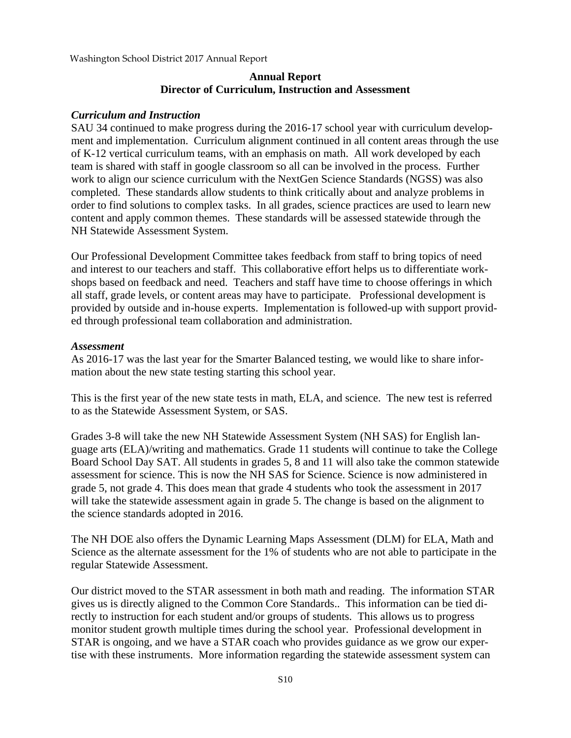# Annual Report
## Director of Curriculum, Instruction and Assessment

### *Curriculum and Instruction*

SAU 34 continued to make progress during the 2016-17 school year with curriculum development and implementation. Curriculum alignment continued in all content areas through the use of K-12 vertical curriculum teams, with an emphasis on math. All work developed by each team is shared with staff in google classroom so all can be involved in the process. Further work to align our science curriculum with the NextGen Science Standards (NGSS) was also completed. These standards allow students to think critically about and analyze problems in order to find solutions to complex tasks. In all grades, science practices are used to learn new content and apply common themes. These standards will be assessed statewide through the NH Statewide Assessment System.

Our Professional Development Committee takes feedback from staff to bring topics of need and interest to our teachers and staff. This collaborative effort helps us to differentiate workshops based on feedback and need. Teachers and staff have time to choose offerings in which all staff, grade levels, or content areas may have to participate. Professional development is provided by outside and in-house experts. Implementation is followed-up with support provided through professional team collaboration and administration.

### *Assessment*

As 2016-17 was the last year for the Smarter Balanced testing, we would like to share information about the new state testing starting this school year.

This is the first year of the new state tests in math, ELA, and science. The new test is referred to as the Statewide Assessment System, or SAS.

Grades 3-8 will take the new NH Statewide Assessment System (NH SAS) for English language arts (ELA)/writing and mathematics. Grade 11 students will continue to take the College Board School Day SAT. All students in grades 5, 8 and 11 will also take the common statewide assessment for science. This is now the NH SAS for Science. Science is now administered in grade 5, not grade 4. This does mean that grade 4 students who took the assessment in 2017 will take the statewide assessment again in grade 5. The change is based on the alignment to the science standards adopted in 2016.

The NH DOE also offers the Dynamic Learning Maps Assessment (DLM) for ELA, Math and Science as the alternate assessment for the 1% of students who are not able to participate in the regular Statewide Assessment.

Our district moved to the STAR assessment in both math and reading. The information STAR gives us is directly aligned to the Common Core Standards.. This information can be tied directly to instruction for each student and/or groups of students. This allows us to progress monitor student growth multiple times during the school year. Professional development in STAR is ongoing, and we have a STAR coach who provides guidance as we grow our expertise with these instruments. More information regarding the statewide assessment system can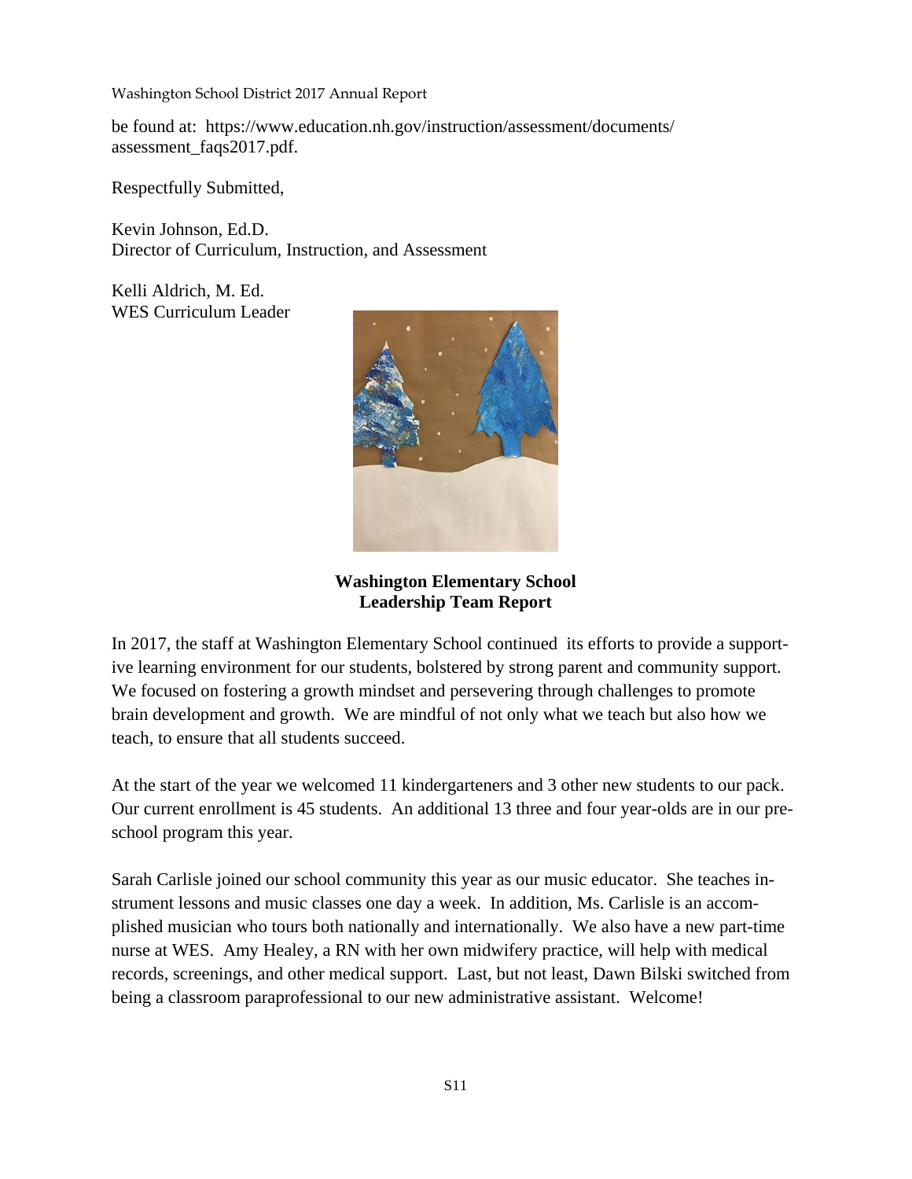be found at: https://www.education.nh.gov/instruction/assessment/documents/assessment_faqs2017.pdf.

Respectfully Submitted,

Kevin Johnson, Ed.D.
Director of Curriculum, Instruction, and Assessment

Kelli Aldrich, M. Ed.
WES Curriculum Leader

## Washington Elementary School Leadership Team Report

In 2017, the staff at Washington Elementary School continued its efforts to provide a supportive learning environment for our students, bolstered by strong parent and community support. We focused on fostering a growth mindset and persevering through challenges to promote brain development and growth. We are mindful of not only what we teach but also how we teach, to ensure that all students succeed.

At the start of the year we welcomed 11 kindergarteners and 3 other new students to our pack. Our current enrollment is 45 students. An additional 13 three and four year-olds are in our preschool program this year.

Sarah Carlisle joined our school community this year as our music educator. She teaches instrument lessons and music classes one day a week. In addition, Ms. Carlisle is an accomplished musician who tours both nationally and internationally. We also have a new part-time nurse at WES. Amy Healey, a RN with her own midwifery practice, will help with medical records, screenings, and other medical support. Last, but not least, Dawn Bilski switched from being a classroom paraprofessional to our new administrative assistant. Welcome!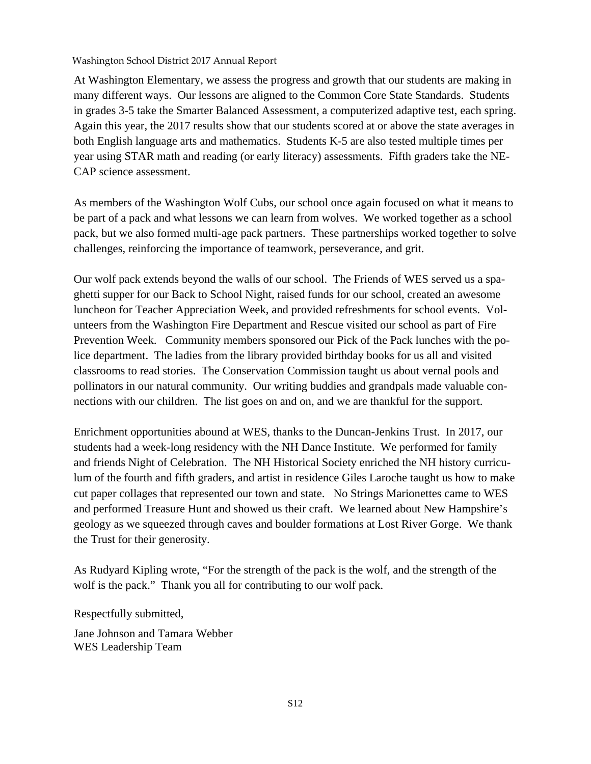At Washington Elementary, we assess the progress and growth that our students are making in many different ways. Our lessons are aligned to the Common Core State Standards. Students in grades 3-5 take the Smarter Balanced Assessment, a computerized adaptive test, each spring. Again this year, the 2017 results show that our students scored at or above the state averages in both English language arts and mathematics. Students K-5 are also tested multiple times per year using STAR math and reading (or early literacy) assessments. Fifth graders take the NE-CAP science assessment.

As members of the Washington Wolf Cubs, our school once again focused on what it means to be part of a pack and what lessons we can learn from wolves. We worked together as a school pack, but we also formed multi-age pack partners. These partnerships worked together to solve challenges, reinforcing the importance of teamwork, perseverance, and grit.

Our wolf pack extends beyond the walls of our school. The Friends of WES served us a spaghetti supper for our Back to School Night, raised funds for our school, created an awesome luncheon for Teacher Appreciation Week, and provided refreshments for school events. Volunteers from the Washington Fire Department and Rescue visited our school as part of Fire Prevention Week. Community members sponsored our Pick of the Pack lunches with the police department. The ladies from the library provided birthday books for us all and visited classrooms to read stories. The Conservation Commission taught us about vernal pools and pollinators in our natural community. Our writing buddies and grandpals made valuable connections with our children. The list goes on and on, and we are thankful for the support.

Enrichment opportunities abound at WES, thanks to the Duncan-Jenkins Trust. In 2017, our students had a week-long residency with the NH Dance Institute. We performed for family and friends Night of Celebration. The NH Historical Society enriched the NH history curriculum of the fourth and fifth graders, and artist in residence Giles Laroche taught us how to make cut paper collages that represented our town and state. No Strings Marionettes came to WES and performed Treasure Hunt and showed us their craft. We learned about New Hampshire's geology as we squeezed through caves and boulder formations at Lost River Gorge. We thank the Trust for their generosity.

As Rudyard Kipling wrote, "For the strength of the pack is the wolf, and the strength of the wolf is the pack." Thank you all for contributing to our wolf pack.

Respectfully submitted,

Jane Johnson and Tamara Webber
WES Leadership Team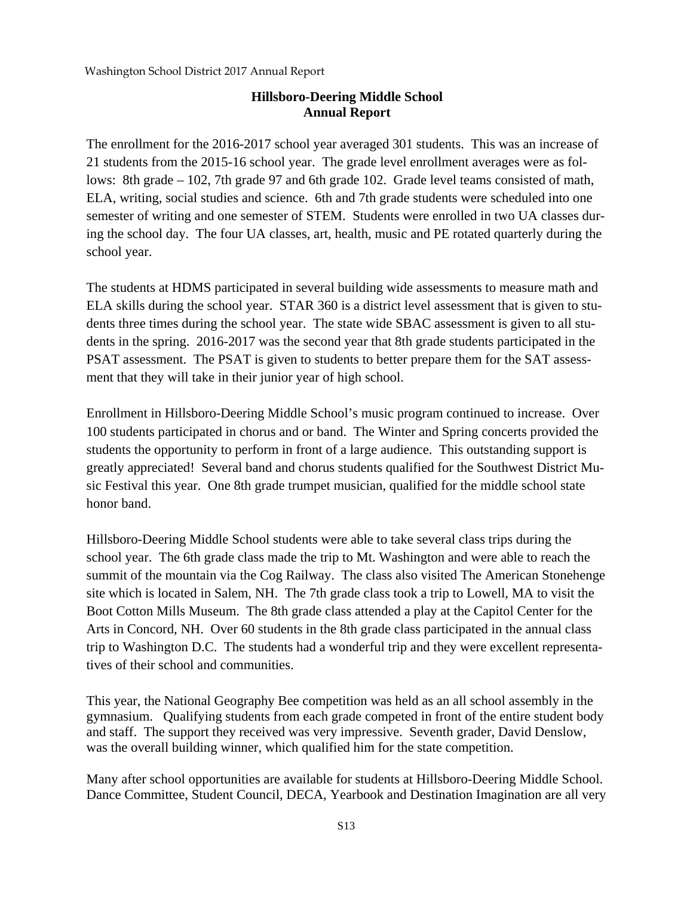## Hillsboro-Deering Middle School Annual Report

The enrollment for the 2016-2017 school year averaged 301 students. This was an increase of 21 students from the 2015-16 school year. The grade level enrollment averages were as follows: 8th grade – 102, 7th grade 97 and 6th grade 102. Grade level teams consisted of math, ELA, writing, social studies and science. 6th and 7th grade students were scheduled into one semester of writing and one semester of STEM. Students were enrolled in two UA classes during the school day. The four UA classes, art, health, music and PE rotated quarterly during the school year.

The students at HDMS participated in several building wide assessments to measure math and ELA skills during the school year. STAR 360 is a district level assessment that is given to students three times during the school year. The state wide SBAC assessment is given to all students in the spring. 2016-2017 was the second year that 8th grade students participated in the PSAT assessment. The PSAT is given to students to better prepare them for the SAT assessment that they will take in their junior year of high school.

Enrollment in Hillsboro-Deering Middle School's music program continued to increase. Over 100 students participated in chorus and or band. The Winter and Spring concerts provided the students the opportunity to perform in front of a large audience. This outstanding support is greatly appreciated! Several band and chorus students qualified for the Southwest District Music Festival this year. One 8th grade trumpet musician, qualified for the middle school state honor band.

Hillsboro-Deering Middle School students were able to take several class trips during the school year. The 6th grade class made the trip to Mt. Washington and were able to reach the summit of the mountain via the Cog Railway. The class also visited The American Stonehenge site which is located in Salem, NH. The 7th grade class took a trip to Lowell, MA to visit the Boot Cotton Mills Museum. The 8th grade class attended a play at the Capitol Center for the Arts in Concord, NH. Over 60 students in the 8th grade class participated in the annual class trip to Washington D.C. The students had a wonderful trip and they were excellent representatives of their school and communities.

This year, the National Geography Bee competition was held as an all school assembly in the gymnasium. Qualifying students from each grade competed in front of the entire student body and staff. The support they received was very impressive. Seventh grader, David Denslow, was the overall building winner, which qualified him for the state competition.

Many after school opportunities are available for students at Hillsboro-Deering Middle School. Dance Committee, Student Council, DECA, Yearbook and Destination Imagination are all very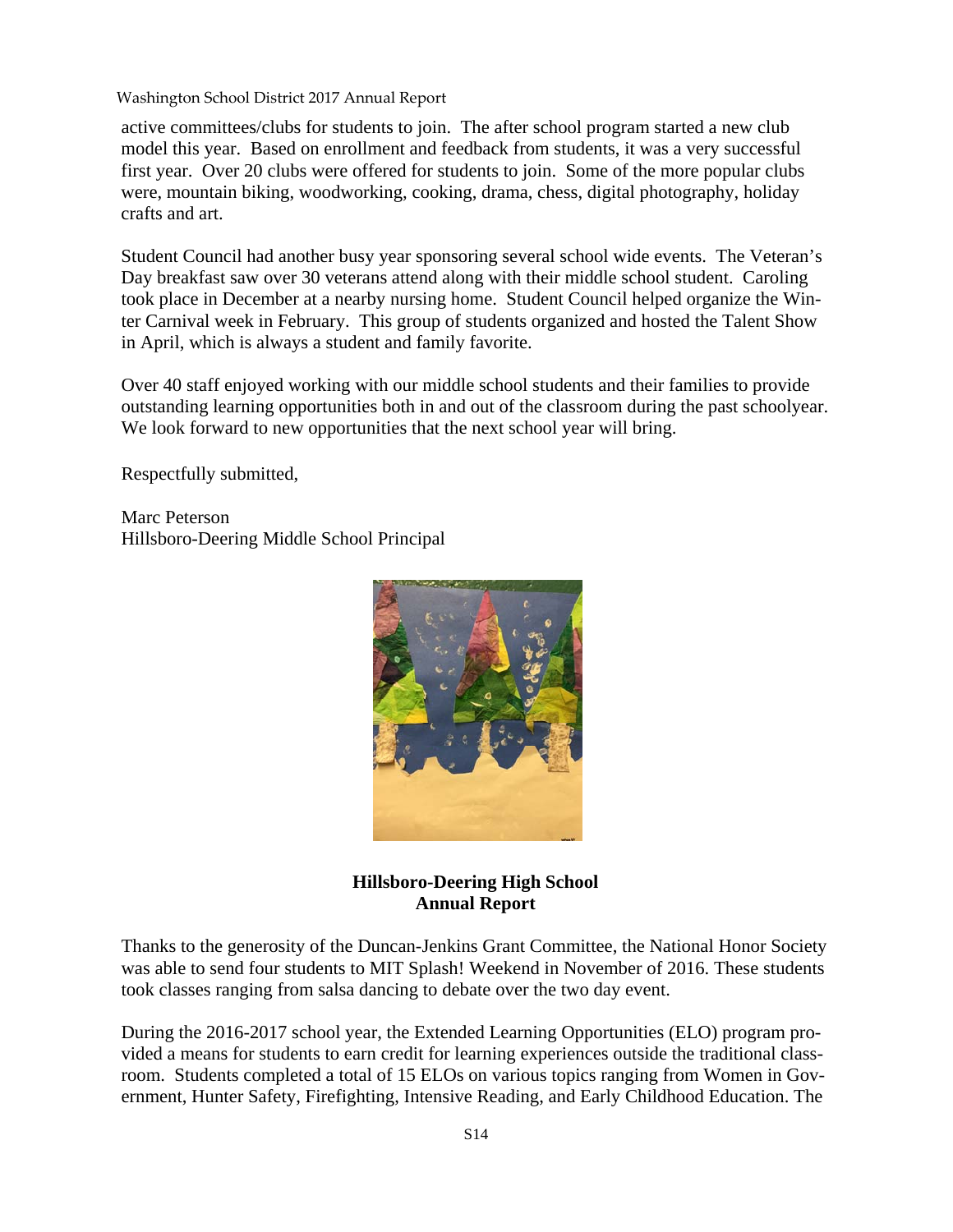active committees/clubs for students to join. The after school program started a new club model this year. Based on enrollment and feedback from students, it was a very successful first year. Over 20 clubs were offered for students to join. Some of the more popular clubs were, mountain biking, woodworking, cooking, drama, chess, digital photography, holiday crafts and art.

Student Council had another busy year sponsoring several school wide events. The Veteran's Day breakfast saw over 30 veterans attend along with their middle school student. Caroling took place in December at a nearby nursing home. Student Council helped organize the Winter Carnival week in February. This group of students organized and hosted the Talent Show in April, which is always a student and family favorite.

Over 40 staff enjoyed working with our middle school students and their families to provide outstanding learning opportunities both in and out of the classroom during the past schoolyear. We look forward to new opportunities that the next school year will bring.

Respectfully submitted,

Marc Peterson
Hillsboro-Deering Middle School Principal

**Hillsboro-Deering High School**
**Annual Report**

Thanks to the generosity of the Duncan-Jenkins Grant Committee, the National Honor Society was able to send four students to MIT Splash! Weekend in November of 2016. These students took classes ranging from salsa dancing to debate over the two day event.

During the 2016-2017 school year, the Extended Learning Opportunities (ELO) program provided a means for students to earn credit for learning experiences outside the traditional classroom. Students completed a total of 15 ELOs on various topics ranging from Women in Government, Hunter Safety, Firefighting, Intensive Reading, and Early Childhood Education. The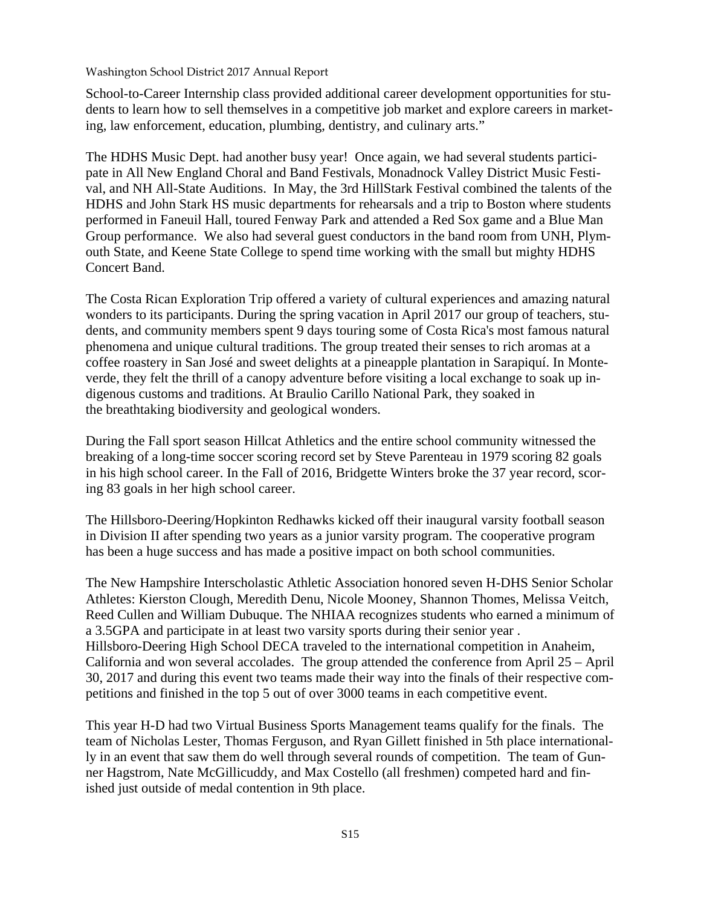School-to-Career Internship class provided additional career development opportunities for students to learn how to sell themselves in a competitive job market and explore careers in marketing, law enforcement, education, plumbing, dentistry, and culinary arts."

The HDHS Music Dept. had another busy year! Once again, we had several students participate in All New England Choral and Band Festivals, Monadnock Valley District Music Festival, and NH All-State Auditions. In May, the 3rd HillStark Festival combined the talents of the HDHS and John Stark HS music departments for rehearsals and a trip to Boston where students performed in Faneuil Hall, toured Fenway Park and attended a Red Sox game and a Blue Man Group performance. We also had several guest conductors in the band room from UNH, Plymouth State, and Keene State College to spend time working with the small but mighty HDHS Concert Band.

The Costa Rican Exploration Trip offered a variety of cultural experiences and amazing natural wonders to its participants. During the spring vacation in April 2017 our group of teachers, students, and community members spent 9 days touring some of Costa Rica's most famous natural phenomena and unique cultural traditions. The group treated their senses to rich aromas at a coffee roastery in San José and sweet delights at a pineapple plantation in Sarapiquí. In Monteverde, they felt the thrill of a canopy adventure before visiting a local exchange to soak up indigenous customs and traditions. At Braulio Carillo National Park, they soaked in the breathtaking biodiversity and geological wonders.

During the Fall sport season Hillcat Athletics and the entire school community witnessed the breaking of a long-time soccer scoring record set by Steve Parenteau in 1979 scoring 82 goals in his high school career. In the Fall of 2016, Bridgette Winters broke the 37 year record, scoring 83 goals in her high school career.

The Hillsboro-Deering/Hopkinton Redhawks kicked off their inaugural varsity football season in Division II after spending two years as a junior varsity program. The cooperative program has been a huge success and has made a positive impact on both school communities.

The New Hampshire Interscholastic Athletic Association honored seven H-DHS Senior Scholar Athletes: Kierston Clough, Meredith Denu, Nicole Mooney, Shannon Thomes, Melissa Veitch, Reed Cullen and William Dubuque. The NHIAA recognizes students who earned a minimum of a 3.5GPA and participate in at least two varsity sports during their senior year .
Hillsboro-Deering High School DECA traveled to the international competition in Anaheim, California and won several accolades. The group attended the conference from April 25 – April 30, 2017 and during this event two teams made their way into the finals of their respective competitions and finished in the top 5 out of over 3000 teams in each competitive event.

This year H-D had two Virtual Business Sports Management teams qualify for the finals. The team of Nicholas Lester, Thomas Ferguson, and Ryan Gillett finished in 5th place internationally in an event that saw them do well through several rounds of competition. The team of Gunner Hagstrom, Nate McGillicuddy, and Max Costello (all freshmen) competed hard and finished just outside of medal contention in 9th place.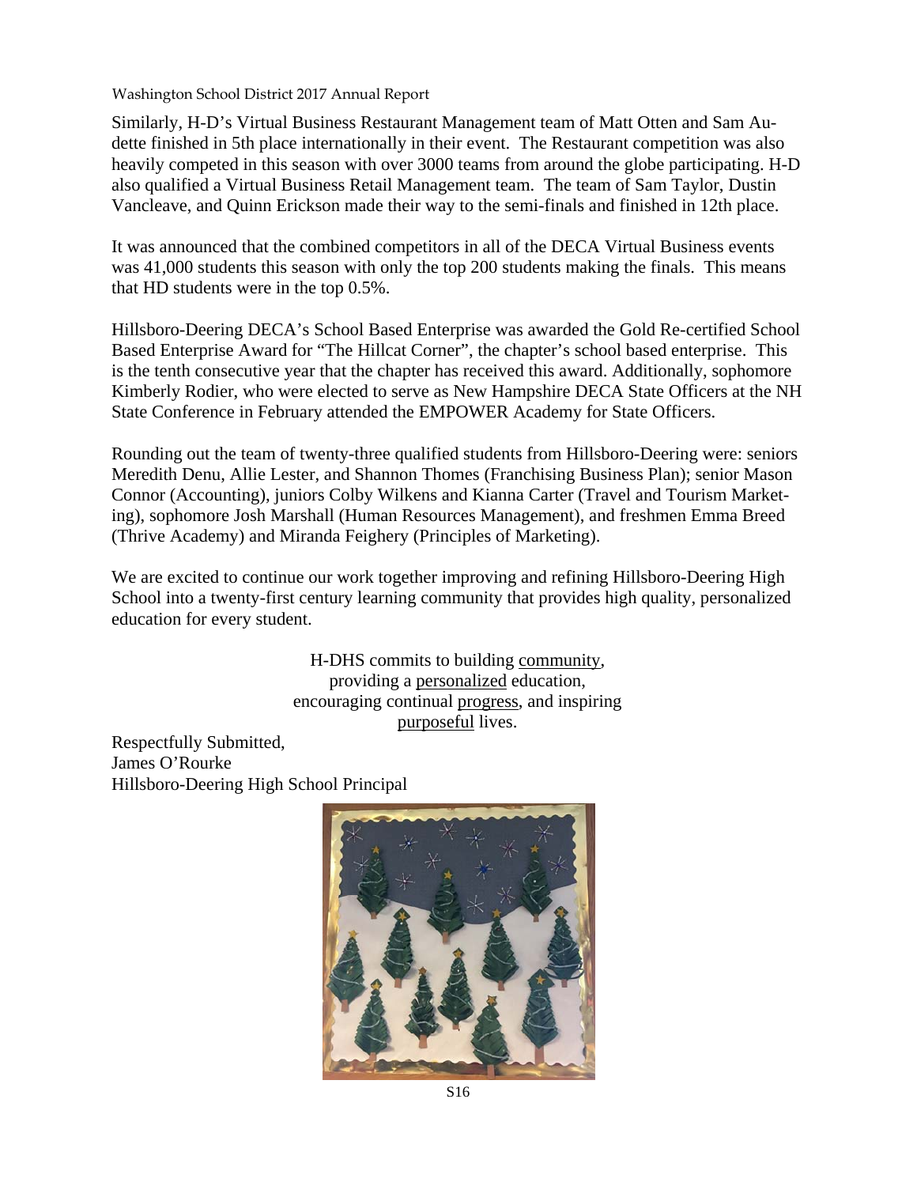Similarly, H-D's Virtual Business Restaurant Management team of Matt Otten and Sam Audette finished in 5th place internationally in their event. The Restaurant competition was also heavily competed in this season with over 3000 teams from around the globe participating. H-D also qualified a Virtual Business Retail Management team. The team of Sam Taylor, Dustin Vancleave, and Quinn Erickson made their way to the semi-finals and finished in 12th place.

It was announced that the combined competitors in all of the DECA Virtual Business events was 41,000 students this season with only the top 200 students making the finals. This means that HD students were in the top 0.5%.

Hillsboro-Deering DECA's School Based Enterprise was awarded the Gold Re-certified School Based Enterprise Award for "The Hillcat Corner", the chapter's school based enterprise. This is the tenth consecutive year that the chapter has received this award. Additionally, sophomore Kimberly Rodier, who were elected to serve as New Hampshire DECA State Officers at the NH State Conference in February attended the EMPOWER Academy for State Officers.

Rounding out the team of twenty-three qualified students from Hillsboro-Deering were: seniors Meredith Denu, Allie Lester, and Shannon Thomes (Franchising Business Plan); senior Mason Connor (Accounting), juniors Colby Wilkens and Kianna Carter (Travel and Tourism Marketing), sophomore Josh Marshall (Human Resources Management), and freshmen Emma Breed (Thrive Academy) and Miranda Feighery (Principles of Marketing).

We are excited to continue our work together improving and refining Hillsboro-Deering High School into a twenty-first century learning community that provides high quality, personalized education for every student.

H-DHS commits to building community,
providing a personalized education,
encouraging continual progress, and inspiring
purposeful lives.

Respectfully Submitted,
James O'Rourke
Hillsboro-Deering High School Principal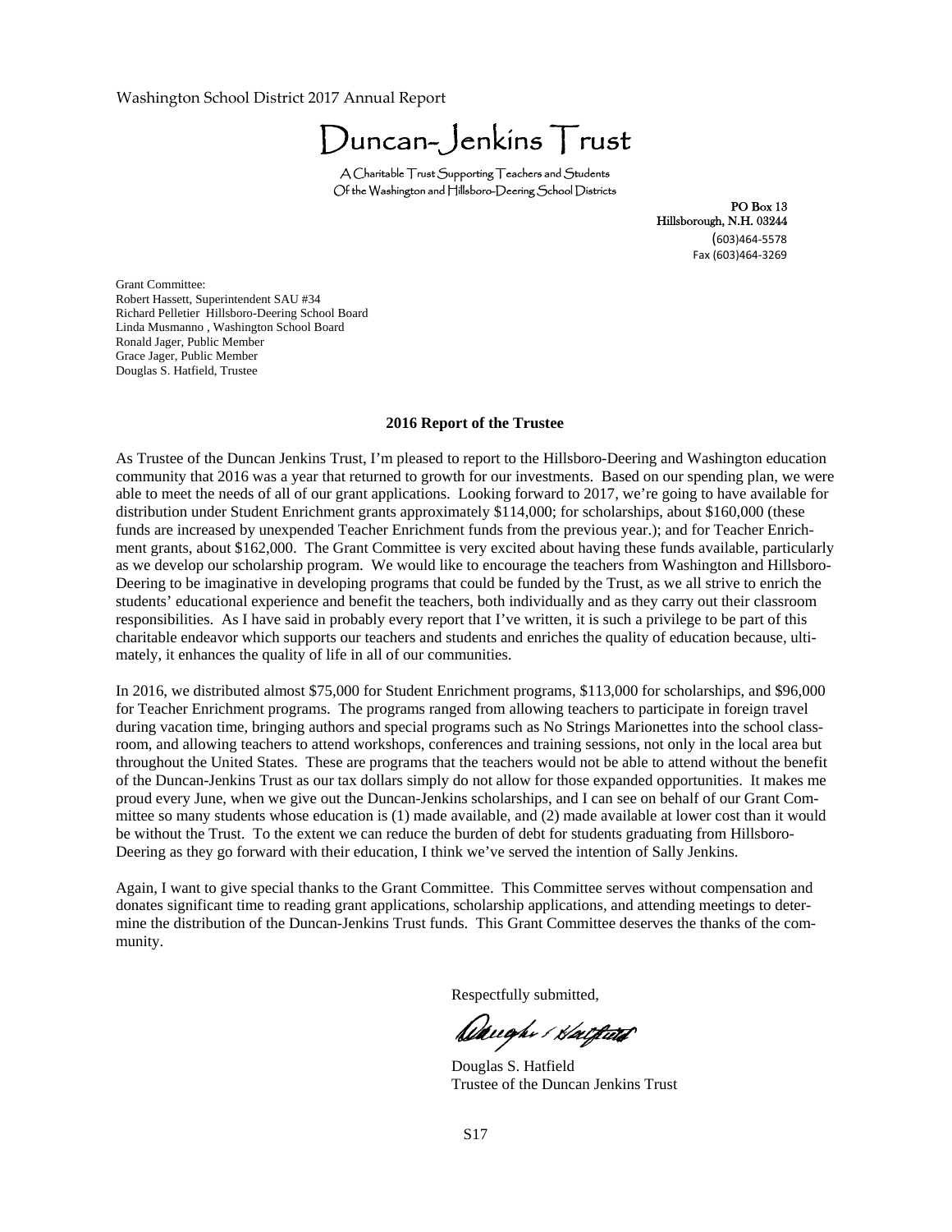Washington School District 2017 Annual Report

# Duncan-Jenkins Trust

A Charitable Trust Supporting Teachers and Students
Of the Washington and Hillsboro-Deering School Districts

PO Box 13
Hillsborough, N.H. 03244
(603)464-5578
Fax (603)464-3269

Grant Committee:
Robert Hassett, Superintendent SAU #34
Richard Pelletier Hillsboro-Deering School Board
Linda Musmanno , Washington School Board
Ronald Jager, Public Member
Grace Jager, Public Member
Douglas S. Hatfield, Trustee

## 2016 Report of the Trustee

As Trustee of the Duncan Jenkins Trust, I'm pleased to report to the Hillsboro-Deering and Washington education community that 2016 was a year that returned to growth for our investments. Based on our spending plan, we were able to meet the needs of all of our grant applications. Looking forward to 2017, we're going to have available for distribution under Student Enrichment grants approximately $114,000; for scholarships, about $160,000 (these funds are increased by unexpended Teacher Enrichment funds from the previous year.); and for Teacher Enrichment grants, about $162,000. The Grant Committee is very excited about having these funds available, particularly as we develop our scholarship program. We would like to encourage the teachers from Washington and Hillsboro-Deering to be imaginative in developing programs that could be funded by the Trust, as we all strive to enrich the students' educational experience and benefit the teachers, both individually and as they carry out their classroom responsibilities. As I have said in probably every report that I've written, it is such a privilege to be part of this charitable endeavor which supports our teachers and students and enriches the quality of education because, ultimately, it enhances the quality of life in all of our communities.

In 2016, we distributed almost $75,000 for Student Enrichment programs, $113,000 for scholarships, and $96,000 for Teacher Enrichment programs. The programs ranged from allowing teachers to participate in foreign travel during vacation time, bringing authors and special programs such as No Strings Marionettes into the school classroom, and allowing teachers to attend workshops, conferences and training sessions, not only in the local area but throughout the United States. These are programs that the teachers would not be able to attend without the benefit of the Duncan-Jenkins Trust as our tax dollars simply do not allow for those expanded opportunities. It makes me proud every June, when we give out the Duncan-Jenkins scholarships, and I can see on behalf of our Grant Committee so many students whose education is (1) made available, and (2) made available at lower cost than it would be without the Trust. To the extent we can reduce the burden of debt for students graduating from Hillsboro-Deering as they go forward with their education, I think we've served the intention of Sally Jenkins.

Again, I want to give special thanks to the Grant Committee. This Committee serves without compensation and donates significant time to reading grant applications, scholarship applications, and attending meetings to determine the distribution of the Duncan-Jenkins Trust funds. This Grant Committee deserves the thanks of the community.

Respectfully submitted,

Douglas S. Hatfield
Trustee of the Duncan Jenkins Trust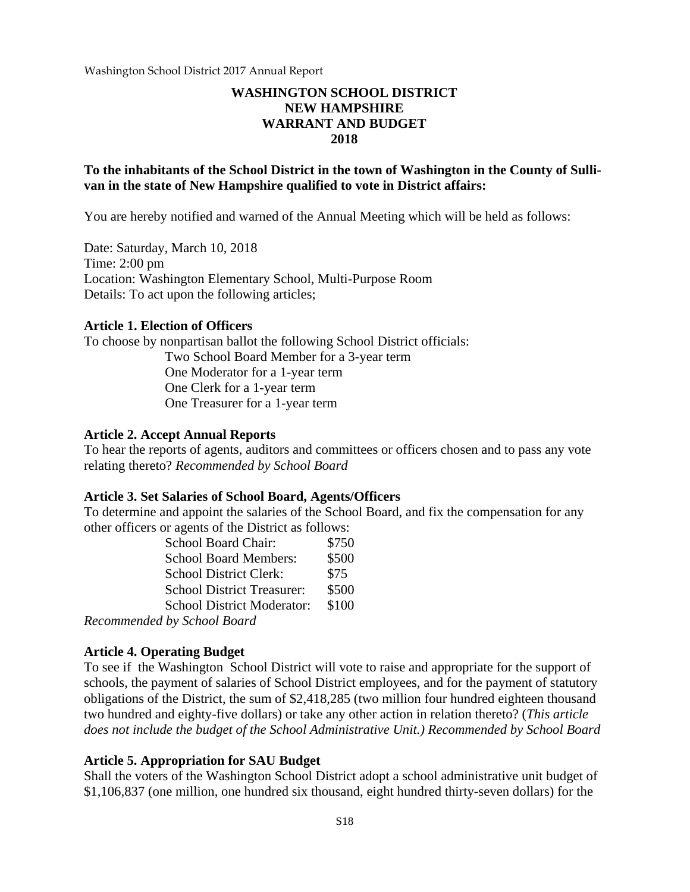# WASHINGTON SCHOOL DISTRICT
# NEW HAMPSHIRE
# WARRANT AND BUDGET
# 2018

**To the inhabitants of the School District in the town of Washington in the County of Sullivan in the state of New Hampshire qualified to vote in District affairs:**

You are hereby notified and warned of the Annual Meeting which will be held as follows:

Date: Saturday, March 10, 2018
Time: 2:00 pm
Location: Washington Elementary School, Multi-Purpose Room
Details: To act upon the following articles;

**Article 1. Election of Officers**

To choose by nonpartisan ballot the following School District officials:

- Two School Board Member for a 3-year term
- One Moderator for a 1-year term
- One Clerk for a 1-year term
- One Treasurer for a 1-year term

**Article 2. Accept Annual Reports**

To hear the reports of agents, auditors and committees or officers chosen and to pass any vote relating thereto? *Recommended by School Board*

**Article 3. Set Salaries of School Board, Agents/Officers**

To determine and appoint the salaries of the School Board, and fix the compensation for any other officers or agents of the District as follows:

| | |
|---|---|
| School Board Chair: | $750 |
| School Board Members: | $500 |
| School District Clerk: | $75 |
| School District Treasurer: | $500 |
| School District Moderator: | $100 |

*Recommended by School Board*

**Article 4. Operating Budget**

To see if the Washington School District will vote to raise and appropriate for the support of schools, the payment of salaries of School District employees, and for the payment of statutory obligations of the District, the sum of $2,418,285 (two million four hundred eighteen thousand two hundred and eighty-five dollars) or take any other action in relation thereto? (*This article does not include the budget of the School Administrative Unit.) Recommended by School Board*

**Article 5. Appropriation for SAU Budget**

Shall the voters of the Washington School District adopt a school administrative unit budget of $1,106,837 (one million, one hundred six thousand, eight hundred thirty-seven dollars) for the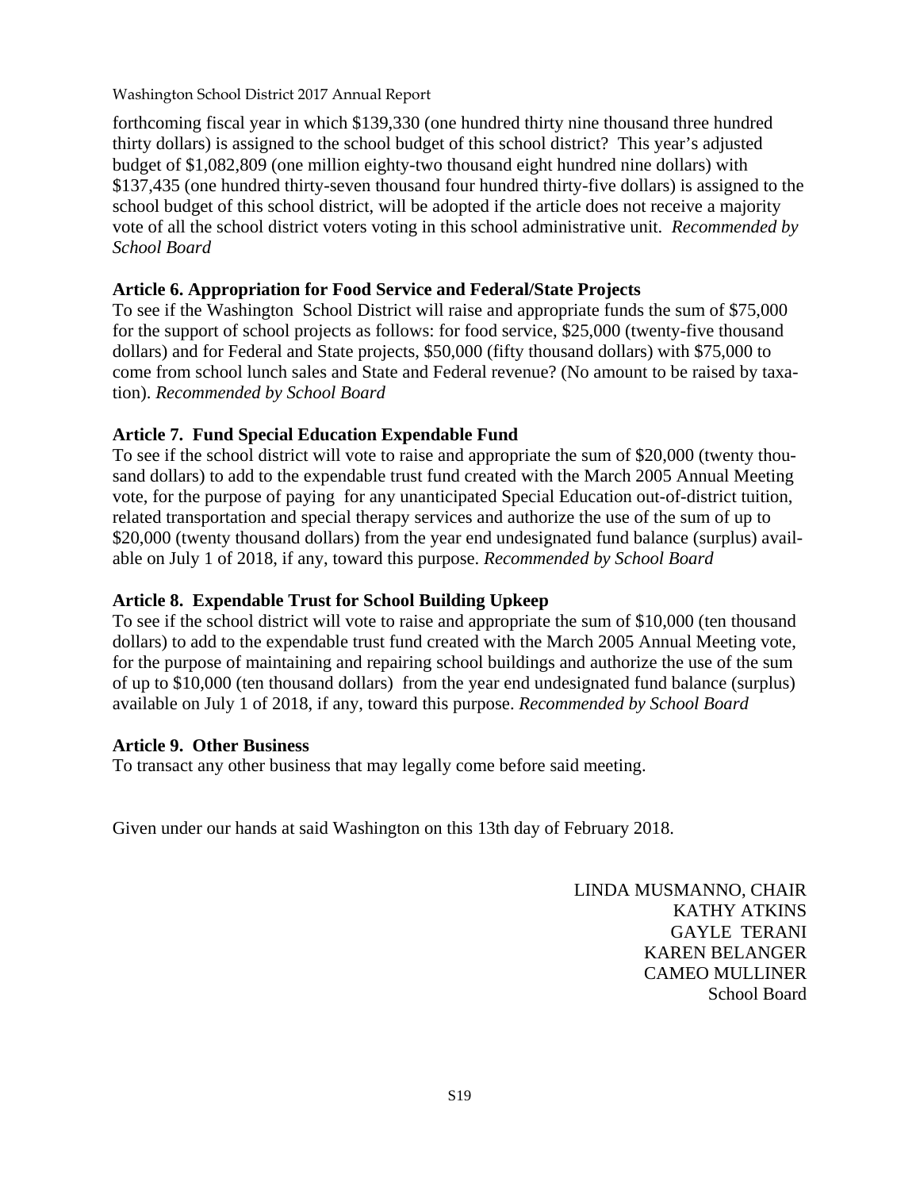forthcoming fiscal year in which $139,330 (one hundred thirty nine thousand three hundred thirty dollars) is assigned to the school budget of this school district? This year's adjusted budget of $1,082,809 (one million eighty-two thousand eight hundred nine dollars) with $137,435 (one hundred thirty-seven thousand four hundred thirty-five dollars) is assigned to the school budget of this school district, will be adopted if the article does not receive a majority vote of all the school district voters voting in this school administrative unit. *Recommended by School Board*

**Article 6. Appropriation for Food Service and Federal/State Projects**

To see if the Washington School District will raise and appropriate funds the sum of $75,000 for the support of school projects as follows: for food service, $25,000 (twenty-five thousand dollars) and for Federal and State projects, $50,000 (fifty thousand dollars) with $75,000 to come from school lunch sales and State and Federal revenue? (No amount to be raised by taxation). *Recommended by School Board*

**Article 7. Fund Special Education Expendable Fund**

To see if the school district will vote to raise and appropriate the sum of $20,000 (twenty thousand dollars) to add to the expendable trust fund created with the March 2005 Annual Meeting vote, for the purpose of paying for any unanticipated Special Education out-of-district tuition, related transportation and special therapy services and authorize the use of the sum of up to $20,000 (twenty thousand dollars) from the year end undesignated fund balance (surplus) available on July 1 of 2018, if any, toward this purpose. *Recommended by School Board*

**Article 8. Expendable Trust for School Building Upkeep**

To see if the school district will vote to raise and appropriate the sum of $10,000 (ten thousand dollars) to add to the expendable trust fund created with the March 2005 Annual Meeting vote, for the purpose of maintaining and repairing school buildings and authorize the use of the sum of up to $10,000 (ten thousand dollars) from the year end undesignated fund balance (surplus) available on July 1 of 2018, if any, toward this purpose. *Recommended by School Board*

**Article 9. Other Business**

To transact any other business that may legally come before said meeting.

Given under our hands at said Washington on this 13th day of February 2018.

LINDA MUSMANNO, CHAIR
KATHY ATKINS
GAYLE TERANI
KAREN BELANGER
CAMEO MULLINER
School Board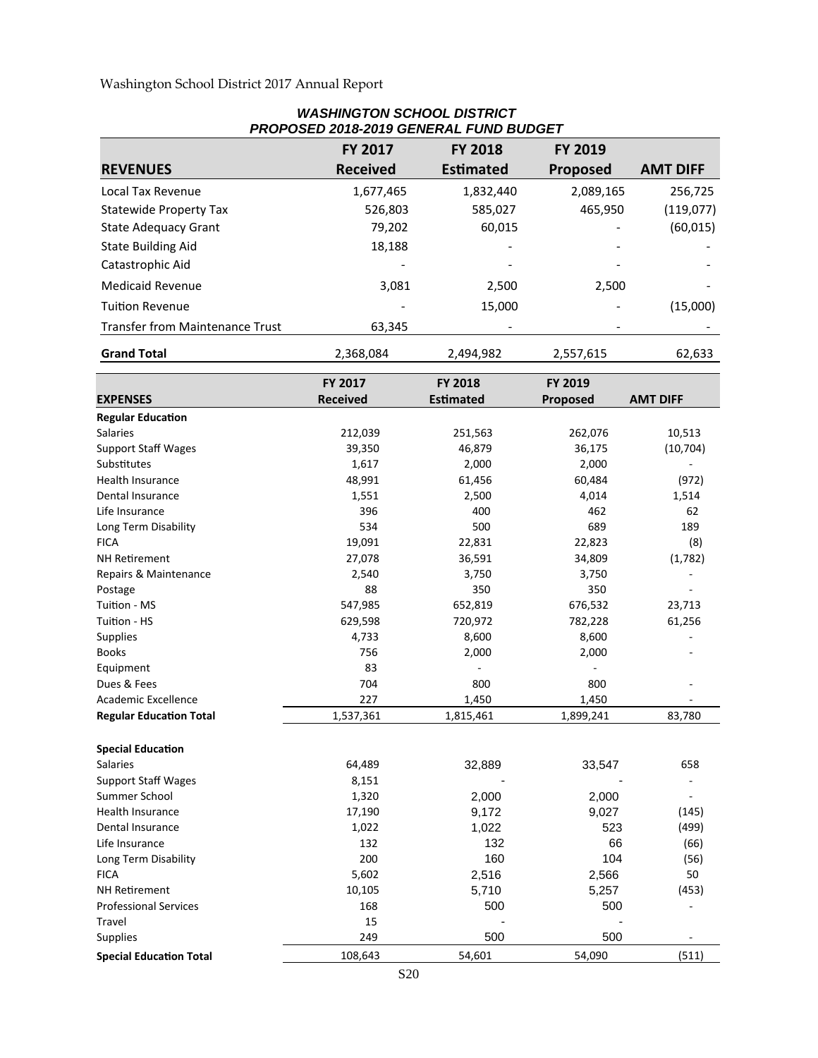Washington School District 2017 Annual Report

## *WASHINGTON SCHOOL DISTRICT*
## *PROPOSED 2018-2019 GENERAL FUND BUDGET*

| **REVENUES** | **FY 2017 Received** | **FY 2018 Estimated** | **FY 2019 Proposed** | **AMT DIFF** |
|---|---|---|---|---|
| Local Tax Revenue | 1,677,465 | 1,832,440 | 2,089,165 | 256,725 |
| Statewide Property Tax | 526,803 | 585,027 | 465,950 | (119,077) |
| State Adequacy Grant | 79,202 | 60,015 | - | (60,015) |
| State Building Aid | 18,188 | - | - | - |
| Catastrophic Aid | - | - | - | - |
| Medicaid Revenue | 3,081 | 2,500 | 2,500 | - |
| Tuition Revenue | - | 15,000 | - | (15,000) |
| Transfer from Maintenance Trust | 63,345 | - | - | - |
| **Grand Total** | 2,368,084 | 2,494,982 | 2,557,615 | 62,633 |

| **EXPENSES** | **FY 2017 Received** | **FY 2018 Estimated** | **FY 2019 Proposed** | **AMT DIFF** |
|---|---|---|---|---|
| **Regular Education** | | | | |
| Salaries | 212,039 | 251,563 | 262,076 | 10,513 |
| Support Staff Wages | 39,350 | 46,879 | 36,175 | (10,704) |
| Substitutes | 1,617 | 2,000 | 2,000 | - |
| Health Insurance | 48,991 | 61,456 | 60,484 | (972) |
| Dental Insurance | 1,551 | 2,500 | 4,014 | 1,514 |
| Life Insurance | 396 | 400 | 462 | 62 |
| Long Term Disability | 534 | 500 | 689 | 189 |
| FICA | 19,091 | 22,831 | 22,823 | (8) |
| NH Retirement | 27,078 | 36,591 | 34,809 | (1,782) |
| Repairs & Maintenance | 2,540 | 3,750 | 3,750 | - |
| Postage | 88 | 350 | 350 | - |
| Tuition - MS | 547,985 | 652,819 | 676,532 | 23,713 |
| Tuition - HS | 629,598 | 720,972 | 782,228 | 61,256 |
| Supplies | 4,733 | 8,600 | 8,600 | - |
| Books | 756 | 2,000 | 2,000 | - |
| Equipment | 83 | - | - | |
| Dues & Fees | 704 | 800 | 800 | - |
| Academic Excellence | 227 | 1,450 | 1,450 | - |
| **Regular Education Total** | 1,537,361 | 1,815,461 | 1,899,241 | 83,780 |
| | | | | |
| **Special Education** | | | | |
| Salaries | 64,489 | 32,889 | 33,547 | 658 |
| Support Staff Wages | 8,151 | - | - | - |
| Summer School | 1,320 | 2,000 | 2,000 | - |
| Health Insurance | 17,190 | 9,172 | 9,027 | (145) |
| Dental Insurance | 1,022 | 1,022 | 523 | (499) |
| Life Insurance | 132 | 132 | 66 | (66) |
| Long Term Disability | 200 | 160 | 104 | (56) |
| FICA | 5,602 | 2,516 | 2,566 | 50 |
| NH Retirement | 10,105 | 5,710 | 5,257 | (453) |
| Professional Services | 168 | 500 | 500 | - |
| Travel | 15 | - | - | |
| Supplies | 249 | 500 | 500 | - |
| **Special Education Total** | 108,643 | 54,601 | 54,090 | (511) |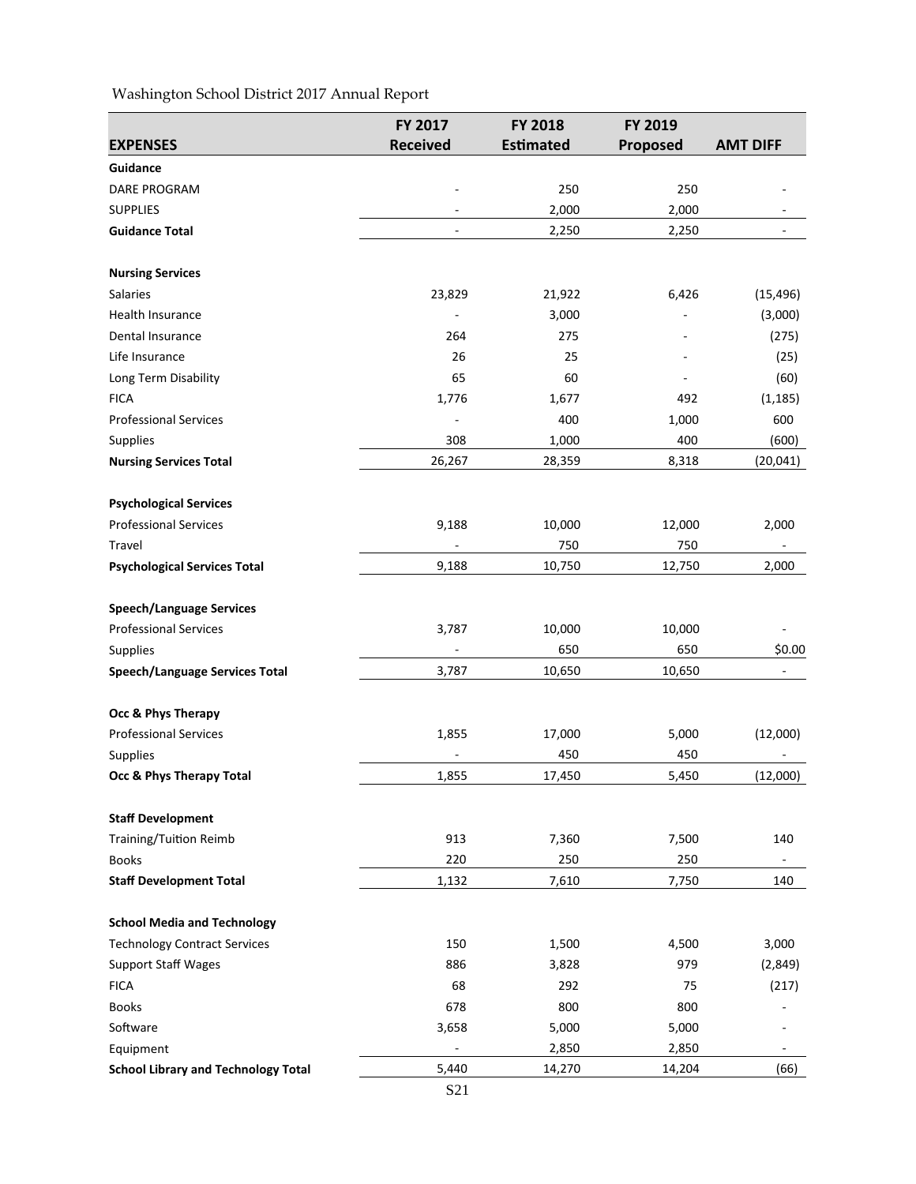Washington School District 2017 Annual Report

| EXPENSES | FY 2017 Received | FY 2018 Estimated | FY 2019 Proposed | AMT DIFF |
|---|---|---|---|---|
| **Guidance** | | | | |
| DARE PROGRAM | - | 250 | 250 | - |
| SUPPLIES | - | 2,000 | 2,000 | - |
| **Guidance Total** | - | 2,250 | 2,250 | - |
| | | | | |
| **Nursing Services** | | | | |
| Salaries | 23,829 | 21,922 | 6,426 | (15,496) |
| Health Insurance | - | 3,000 | - | (3,000) |
| Dental Insurance | 264 | 275 | - | (275) |
| Life Insurance | 26 | 25 | - | (25) |
| Long Term Disability | 65 | 60 | - | (60) |
| FICA | 1,776 | 1,677 | 492 | (1,185) |
| Professional Services | - | 400 | 1,000 | 600 |
| Supplies | 308 | 1,000 | 400 | (600) |
| **Nursing Services Total** | 26,267 | 28,359 | 8,318 | (20,041) |
| | | | | |
| **Psychological Services** | | | | |
| Professional Services | 9,188 | 10,000 | 12,000 | 2,000 |
| Travel | - | 750 | 750 | - |
| **Psychological Services Total** | 9,188 | 10,750 | 12,750 | 2,000 |
| | | | | |
| **Speech/Language Services** | | | | |
| Professional Services | 3,787 | 10,000 | 10,000 | - |
| Supplies | - | 650 | 650 | $0.00 |
| **Speech/Language Services Total** | 3,787 | 10,650 | 10,650 | - |
| | | | | |
| **Occ & Phys Therapy** | | | | |
| Professional Services | 1,855 | 17,000 | 5,000 | (12,000) |
| Supplies | - | 450 | 450 | - |
| **Occ & Phys Therapy Total** | 1,855 | 17,450 | 5,450 | (12,000) |
| | | | | |
| **Staff Development** | | | | |
| Training/Tuition Reimb | 913 | 7,360 | 7,500 | 140 |
| Books | 220 | 250 | 250 | - |
| **Staff Development Total** | 1,132 | 7,610 | 7,750 | 140 |
| | | | | |
| **School Media and Technology** | | | | |
| Technology Contract Services | 150 | 1,500 | 4,500 | 3,000 |
| Support Staff Wages | 886 | 3,828 | 979 | (2,849) |
| FICA | 68 | 292 | 75 | (217) |
| Books | 678 | 800 | 800 | - |
| Software | 3,658 | 5,000 | 5,000 | - |
| Equipment | - | 2,850 | 2,850 | - |
| **School Library and Technology Total** | 5,440 | 14,270 | 14,204 | (66) |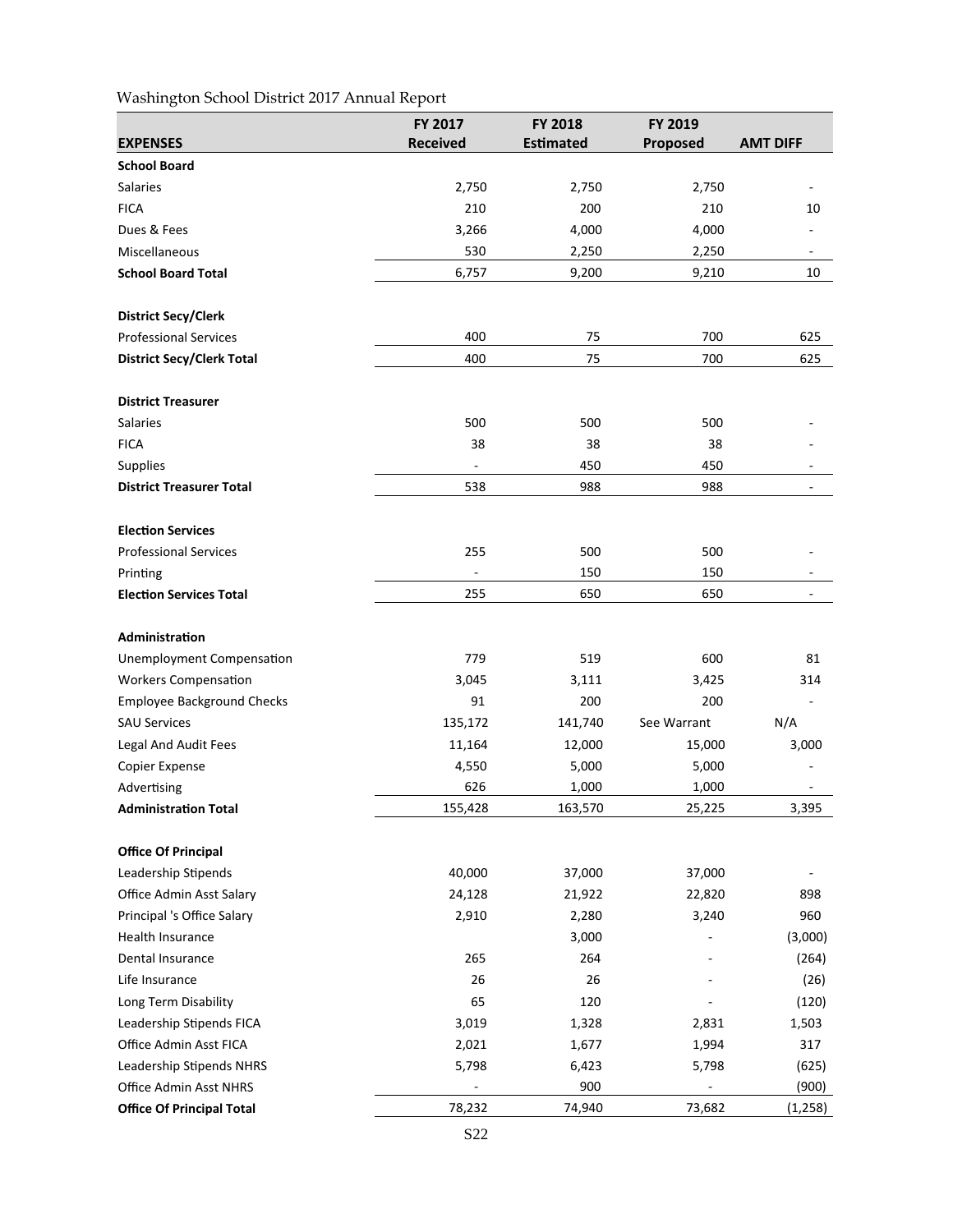Washington School District 2017 Annual Report

| EXPENSES | FY 2017 Received | FY 2018 Estimated | FY 2019 Proposed | AMT DIFF |
|---|---|---|---|---|
| **School Board** | | | | |
| Salaries | 2,750 | 2,750 | 2,750 | - |
| FICA | 210 | 200 | 210 | 10 |
| Dues & Fees | 3,266 | 4,000 | 4,000 | - |
| Miscellaneous | 530 | 2,250 | 2,250 | - |
| **School Board Total** | 6,757 | 9,200 | 9,210 | 10 |
| | | | | |
| **District Secy/Clerk** | | | | |
| Professional Services | 400 | 75 | 700 | 625 |
| **District Secy/Clerk Total** | 400 | 75 | 700 | 625 |
| | | | | |
| **District Treasurer** | | | | |
| Salaries | 500 | 500 | 500 | - |
| FICA | 38 | 38 | 38 | - |
| Supplies | - | 450 | 450 | - |
| **District Treasurer Total** | 538 | 988 | 988 | - |
| | | | | |
| **Election Services** | | | | |
| Professional Services | 255 | 500 | 500 | - |
| Printing | - | 150 | 150 | - |
| **Election Services Total** | 255 | 650 | 650 | - |
| | | | | |
| **Administration** | | | | |
| Unemployment Compensation | 779 | 519 | 600 | 81 |
| Workers Compensation | 3,045 | 3,111 | 3,425 | 314 |
| Employee Background Checks | 91 | 200 | 200 | - |
| SAU Services | 135,172 | 141,740 | See Warrant | N/A |
| Legal And Audit Fees | 11,164 | 12,000 | 15,000 | 3,000 |
| Copier Expense | 4,550 | 5,000 | 5,000 | - |
| Advertising | 626 | 1,000 | 1,000 | - |
| **Administration Total** | 155,428 | 163,570 | 25,225 | 3,395 |
| | | | | |
| **Office Of Principal** | | | | |
| Leadership Stipends | 40,000 | 37,000 | 37,000 | - |
| Office Admin Asst Salary | 24,128 | 21,922 | 22,820 | 898 |
| Principal 's Office Salary | 2,910 | 2,280 | 3,240 | 960 |
| Health Insurance | | 3,000 | - | (3,000) |
| Dental Insurance | 265 | 264 | - | (264) |
| Life Insurance | 26 | 26 | - | (26) |
| Long Term Disability | 65 | 120 | - | (120) |
| Leadership Stipends FICA | 3,019 | 1,328 | 2,831 | 1,503 |
| Office Admin Asst FICA | 2,021 | 1,677 | 1,994 | 317 |
| Leadership Stipends NHRS | 5,798 | 6,423 | 5,798 | (625) |
| Office Admin Asst NHRS | - | 900 | - | (900) |
| **Office Of Principal Total** | 78,232 | 74,940 | 73,682 | (1,258) |

S22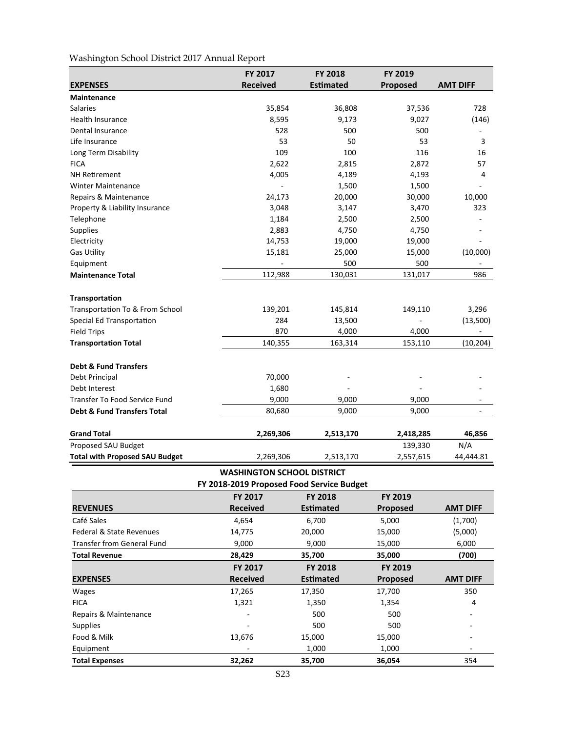Washington School District 2017 Annual Report

| EXPENSES | FY 2017 Received | FY 2018 Estimated | FY 2019 Proposed | AMT DIFF |
|---|---|---|---|---|
| **Maintenance** | | | | |
| Salaries | 35,854 | 36,808 | 37,536 | 728 |
| Health Insurance | 8,595 | 9,173 | 9,027 | (146) |
| Dental Insurance | 528 | 500 | 500 | - |
| Life Insurance | 53 | 50 | 53 | 3 |
| Long Term Disability | 109 | 100 | 116 | 16 |
| FICA | 2,622 | 2,815 | 2,872 | 57 |
| NH Retirement | 4,005 | 4,189 | 4,193 | 4 |
| Winter Maintenance | - | 1,500 | 1,500 | - |
| Repairs & Maintenance | 24,173 | 20,000 | 30,000 | 10,000 |
| Property & Liability Insurance | 3,048 | 3,147 | 3,470 | 323 |
| Telephone | 1,184 | 2,500 | 2,500 | - |
| Supplies | 2,883 | 4,750 | 4,750 | - |
| Electricity | 14,753 | 19,000 | 19,000 | - |
| Gas Utility | 15,181 | 25,000 | 15,000 | (10,000) |
| Equipment | - | 500 | 500 | - |
| **Maintenance Total** | 112,988 | 130,031 | 131,017 | 986 |
| **Transportation** | | | | |
| Transportation To & From School | 139,201 | 145,814 | 149,110 | 3,296 |
| Special Ed Transportation | 284 | 13,500 | - | (13,500) |
| Field Trips | 870 | 4,000 | 4,000 | - |
| **Transportation Total** | 140,355 | 163,314 | 153,110 | (10,204) |
| **Debt & Fund Transfers** | | | | |
| Debt Principal | 70,000 | - | - | - |
| Debt Interest | 1,680 | - | - | - |
| Transfer To Food Service Fund | 9,000 | 9,000 | 9,000 | - |
| **Debt & Fund Transfers Total** | 80,680 | 9,000 | 9,000 | - |
| **Grand Total** | **2,269,306** | **2,513,170** | **2,418,285** | **46,856** |
| Proposed SAU Budget | | | 139,330 | N/A |
| **Total with Proposed SAU Budget** | 2,269,306 | 2,513,170 | 2,557,615 | 44,444.81 |

## WASHINGTON SCHOOL DISTRICT
## FY 2018-2019 Proposed Food Service Budget

| REVENUES | FY 2017 Received | FY 2018 Estimated | FY 2019 Proposed | AMT DIFF |
|---|---|---|---|---|
| Café Sales | 4,654 | 6,700 | 5,000 | (1,700) |
| Federal & State Revenues | 14,775 | 20,000 | 15,000 | (5,000) |
| Transfer from General Fund | 9,000 | 9,000 | 15,000 | 6,000 |
| **Total Revenue** | **28,429** | **35,700** | **35,000** | **(700)** |

| EXPENSES | FY 2017 Received | FY 2018 Estimated | FY 2019 Proposed | AMT DIFF |
|---|---|---|---|---|
| Wages | 17,265 | 17,350 | 17,700 | 350 |
| FICA | 1,321 | 1,350 | 1,354 | 4 |
| Repairs & Maintenance | - | 500 | 500 | - |
| Supplies | - | 500 | 500 | - |
| Food & Milk | 13,676 | 15,000 | 15,000 | - |
| Equipment | - | 1,000 | 1,000 | - |
| **Total Expenses** | **32,262** | **35,700** | **36,054** | 354 |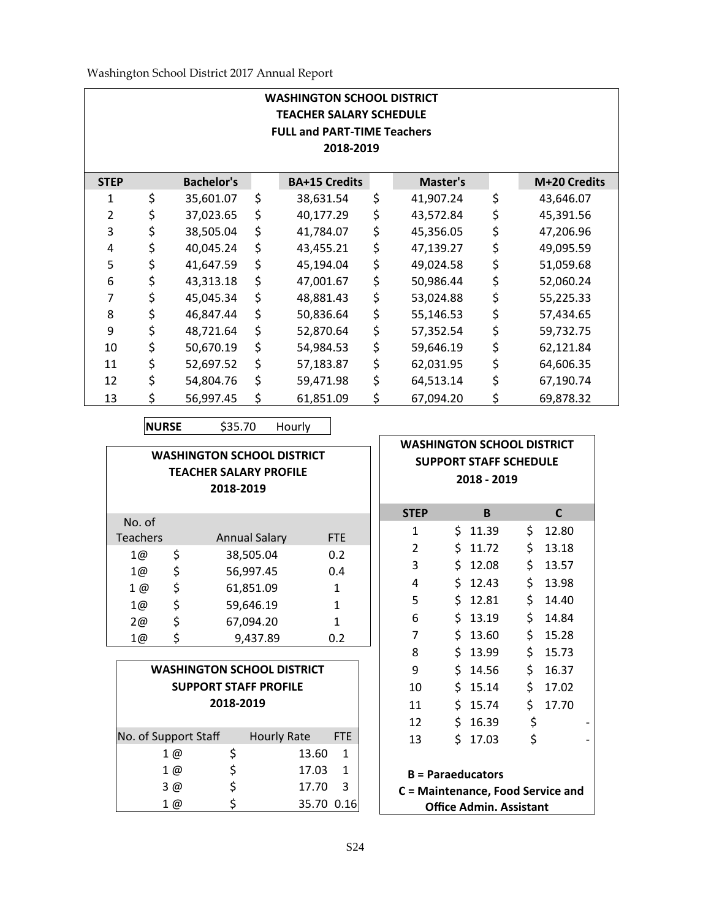Washington School District 2017 Annual Report

**WASHINGTON SCHOOL DISTRICT**
**TEACHER SALARY SCHEDULE**
**FULL and PART-TIME Teachers**
**2018-2019**

| STEP | Bachelor's | BA+15 Credits | Master's | M+20 Credits |
|---|---|---|---|---|
| 1 | $ 35,601.07 | $ 38,631.54 | $ 41,907.24 | $ 43,646.07 |
| 2 | $ 37,023.65 | $ 40,177.29 | $ 43,572.84 | $ 45,391.56 |
| 3 | $ 38,505.04 | $ 41,784.07 | $ 45,356.05 | $ 47,206.96 |
| 4 | $ 40,045.24 | $ 43,455.21 | $ 47,139.27 | $ 49,095.59 |
| 5 | $ 41,647.59 | $ 45,194.04 | $ 49,024.58 | $ 51,059.68 |
| 6 | $ 43,313.18 | $ 47,001.67 | $ 50,986.44 | $ 52,060.24 |
| 7 | $ 45,045.34 | $ 48,881.43 | $ 53,024.88 | $ 55,225.33 |
| 8 | $ 46,847.44 | $ 50,836.64 | $ 55,146.53 | $ 57,434.65 |
| 9 | $ 48,721.64 | $ 52,870.64 | $ 57,352.54 | $ 59,732.75 |
| 10 | $ 50,670.19 | $ 54,984.53 | $ 59,646.19 | $ 62,121.84 |
| 11 | $ 52,697.52 | $ 57,183.87 | $ 62,031.95 | $ 64,606.35 |
| 12 | $ 54,804.76 | $ 59,471.98 | $ 64,513.14 | $ 67,190.74 |
| 13 | $ 56,997.45 | $ 61,851.09 | $ 67,094.20 | $ 69,878.32 |

| **NURSE** | $35.70 | Hourly |
|---|---|---|

**WASHINGTON SCHOOL DISTRICT**
**TEACHER SALARY PROFILE**
**2018-2019**

| No. of Teachers | Annual Salary | FTE |
|---|---|---|
| 1@ | $ 38,505.04 | 0.2 |
| 1@ | $ 56,997.45 | 0.4 |
| 1 @ | $ 61,851.09 | 1 |
| 1@ | $ 59,646.19 | 1 |
| 2@ | $ 67,094.20 | 1 |
| 1@ | $ 9,437.89 | 0.2 |

**WASHINGTON SCHOOL DISTRICT**
**SUPPORT STAFF PROFILE**
**2018-2019**

| No. of Support Staff | Hourly Rate | FTE |
|---|---|---|
| 1 @ | $ 13.60 | 1 |
| 1 @ | $ 17.03 | 1 |
| 3 @ | $ 17.70 | 3 |
| 1 @ | $ 35.70 | 0.16 |

**WASHINGTON SCHOOL DISTRICT**
**SUPPORT STAFF SCHEDULE**
**2018 - 2019**

| STEP | B | C |
|---|---|---|
| 1 | $ 11.39 | $ 12.80 |
| 2 | $ 11.72 | $ 13.18 |
| 3 | $ 12.08 | $ 13.57 |
| 4 | $ 12.43 | $ 13.98 |
| 5 | $ 12.81 | $ 14.40 |
| 6 | $ 13.19 | $ 14.84 |
| 7 | $ 13.60 | $ 15.28 |
| 8 | $ 13.99 | $ 15.73 |
| 9 | $ 14.56 | $ 16.37 |
| 10 | $ 15.14 | $ 17.02 |
| 11 | $ 15.74 | $ 17.70 |
| 12 | $ 16.39 | $ - |
| 13 | $ 17.03 | $ - |

**B = Paraeducators**
**C = Maintenance, Food Service and Office Admin. Assistant**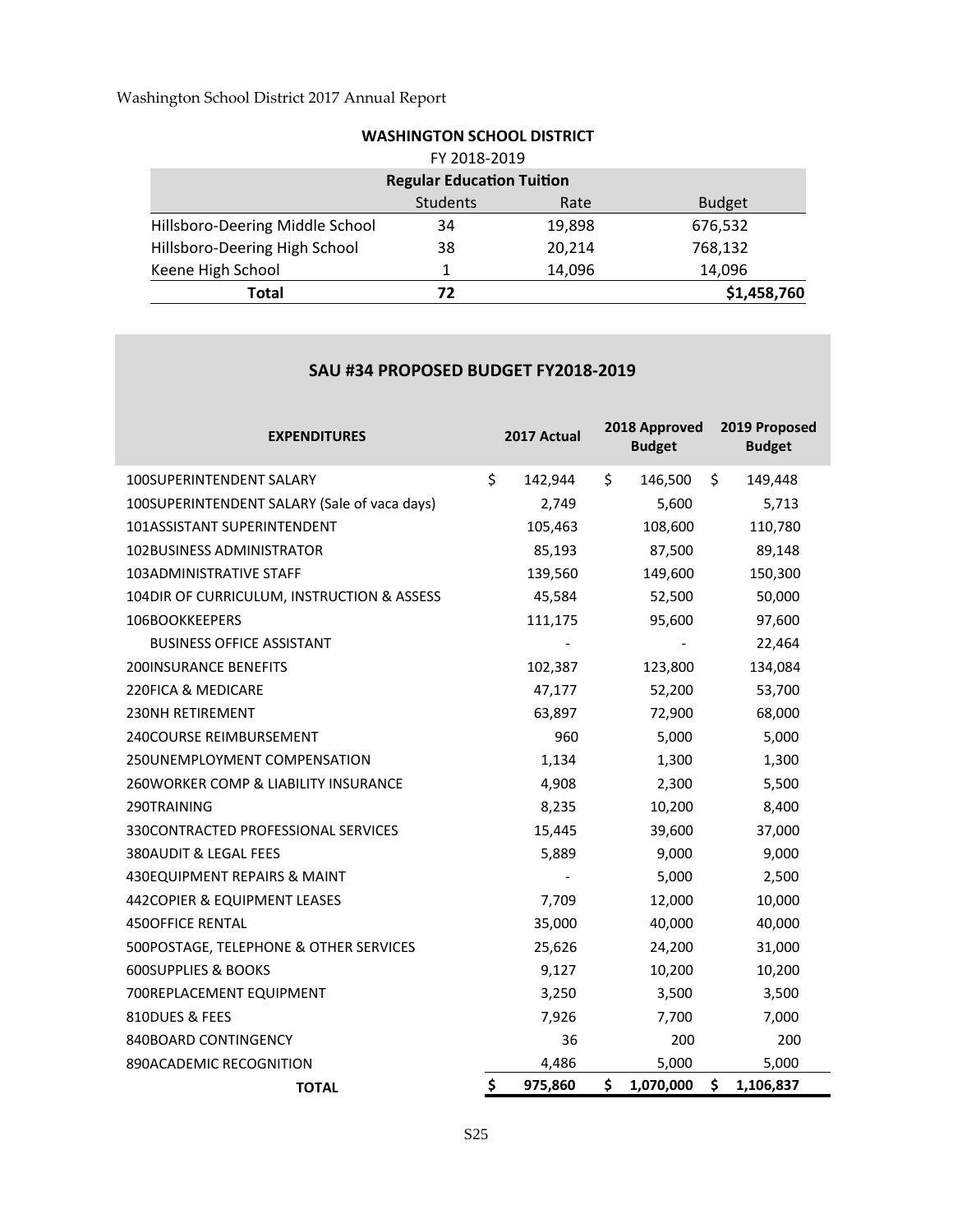## WASHINGTON SCHOOL DISTRICT

FY 2018-2019

| Regular Education Tuition | | | |
|---|---|---|---|
| | Students | Rate | Budget |
| Hillsboro-Deering Middle School | 34 | 19,898 | 676,532 |
| Hillsboro-Deering High School | 38 | 20,214 | 768,132 |
| Keene High School | 1 | 14,096 | 14,096 |
| **Total** | **72** | | **$1,458,760** |

## SAU #34 PROPOSED BUDGET FY2018-2019

| EXPENDITURES | 2017 Actual | 2018 Approved Budget | 2019 Proposed Budget |
|---|---|---|---|
| 100SUPERINTENDENT SALARY | $ 142,944 | $ 146,500 | $ 149,448 |
| 100SUPERINTENDENT SALARY (Sale of vaca days) | 2,749 | 5,600 | 5,713 |
| 101ASSISTANT SUPERINTENDENT | 105,463 | 108,600 | 110,780 |
| 102BUSINESS ADMINISTRATOR | 85,193 | 87,500 | 89,148 |
| 103ADMINISTRATIVE STAFF | 139,560 | 149,600 | 150,300 |
| 104DIR OF CURRICULUM, INSTRUCTION & ASSESS | 45,584 | 52,500 | 50,000 |
| 106BOOKKEEPERS | 111,175 | 95,600 | 97,600 |
| BUSINESS OFFICE ASSISTANT | - | - | 22,464 |
| 200INSURANCE BENEFITS | 102,387 | 123,800 | 134,084 |
| 220FICA & MEDICARE | 47,177 | 52,200 | 53,700 |
| 230NH RETIREMENT | 63,897 | 72,900 | 68,000 |
| 240COURSE REIMBURSEMENT | 960 | 5,000 | 5,000 |
| 250UNEMPLOYMENT COMPENSATION | 1,134 | 1,300 | 1,300 |
| 260WORKER COMP & LIABILITY INSURANCE | 4,908 | 2,300 | 5,500 |
| 290TRAINING | 8,235 | 10,200 | 8,400 |
| 330CONTRACTED PROFESSIONAL SERVICES | 15,445 | 39,600 | 37,000 |
| 380AUDIT & LEGAL FEES | 5,889 | 9,000 | 9,000 |
| 430EQUIPMENT REPAIRS & MAINT | - | 5,000 | 2,500 |
| 442COPIER & EQUIPMENT LEASES | 7,709 | 12,000 | 10,000 |
| 450OFFICE RENTAL | 35,000 | 40,000 | 40,000 |
| 500POSTAGE, TELEPHONE & OTHER SERVICES | 25,626 | 24,200 | 31,000 |
| 600SUPPLIES & BOOKS | 9,127 | 10,200 | 10,200 |
| 700REPLACEMENT EQUIPMENT | 3,250 | 3,500 | 3,500 |
| 810DUES & FEES | 7,926 | 7,700 | 7,000 |
| 840BOARD CONTINGENCY | 36 | 200 | 200 |
| 890ACADEMIC RECOGNITION | 4,486 | 5,000 | 5,000 |
| **TOTAL** | **$ 975,860** | **$ 1,070,000** | **$ 1,106,837** |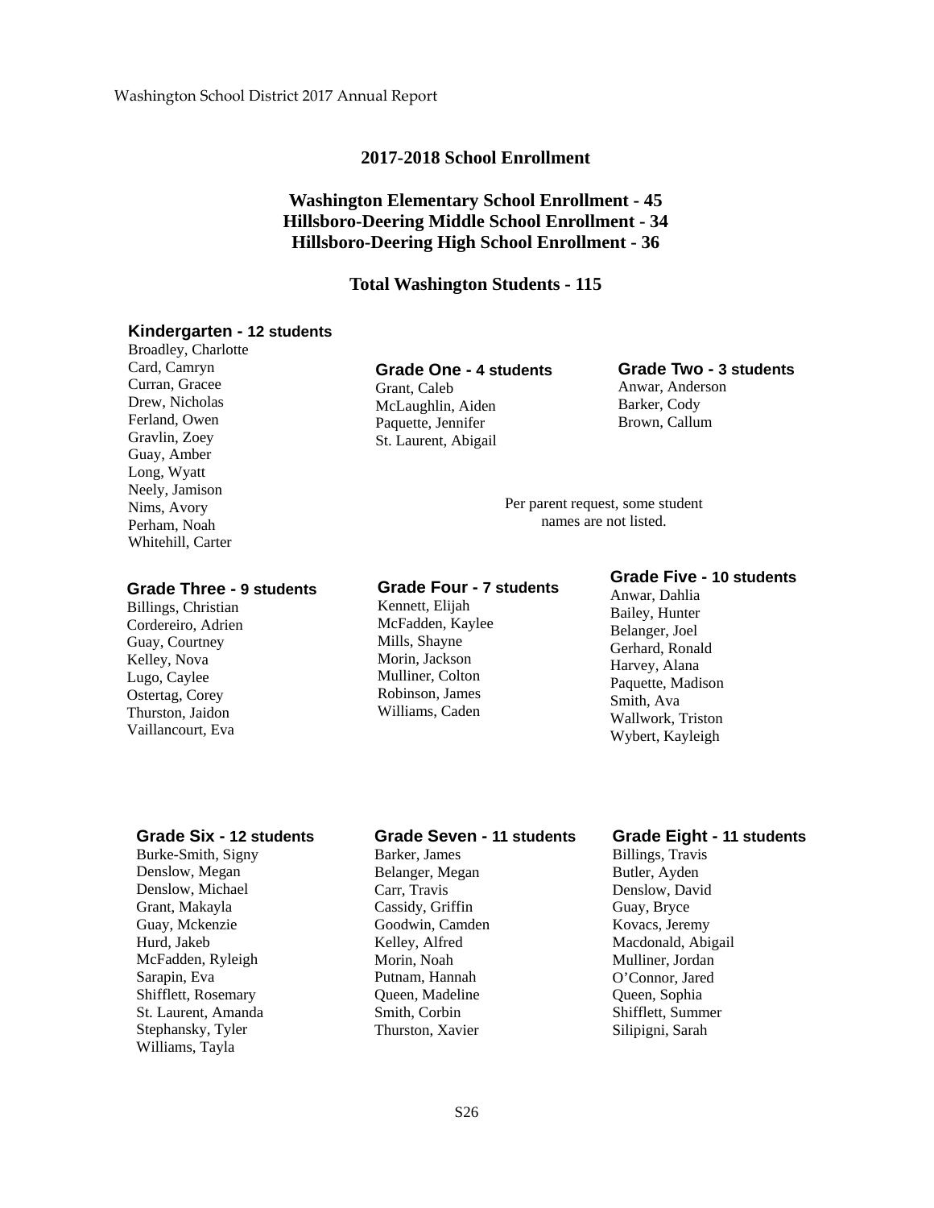## 2017-2018 School Enrollment

**Washington Elementary School Enrollment - 45**
**Hillsboro-Deering Middle School Enrollment - 34**
**Hillsboro-Deering High School Enrollment - 36**

**Total Washington Students - 115**

### Kindergarten - 12 students

Broadley, Charlotte
Card, Camryn
Curran, Gracee
Drew, Nicholas
Ferland, Owen
Gravlin, Zoey
Guay, Amber
Long, Wyatt
Neely, Jamison
Nims, Avory
Perham, Noah
Whitehill, Carter

### Grade One - 4 students

Grant, Caleb
McLaughlin, Aiden
Paquette, Jennifer
St. Laurent, Abigail

### Grade Two - 3 students

Anwar, Anderson
Barker, Cody
Brown, Callum

Per parent request, some student names are not listed.

### Grade Three - 9 students

Billings, Christian
Cordereiro, Adrien
Guay, Courtney
Kelley, Nova
Lugo, Caylee
Ostertag, Corey
Thurston, Jaidon
Vaillancourt, Eva

### Grade Four - 7 students

Kennett, Elijah
McFadden, Kaylee
Mills, Shayne
Morin, Jackson
Mulliner, Colton
Robinson, James
Williams, Caden

### Grade Five - 10 students

Anwar, Dahlia
Bailey, Hunter
Belanger, Joel
Gerhard, Ronald
Harvey, Alana
Paquette, Madison
Smith, Ava
Wallwork, Triston
Wybert, Kayleigh

### Grade Six - 12 students

Burke-Smith, Signy
Denslow, Megan
Denslow, Michael
Grant, Makayla
Guay, Mckenzie
Hurd, Jakeb
McFadden, Ryleigh
Sarapin, Eva
Shifflett, Rosemary
St. Laurent, Amanda
Stephansky, Tyler
Williams, Tayla

### Grade Seven - 11 students

Barker, James
Belanger, Megan
Carr, Travis
Cassidy, Griffin
Goodwin, Camden
Kelley, Alfred
Morin, Noah
Putnam, Hannah
Queen, Madeline
Smith, Corbin
Thurston, Xavier

### Grade Eight - 11 students

Billings, Travis
Butler, Ayden
Denslow, David
Guay, Bryce
Kovacs, Jeremy
Macdonald, Abigail
Mulliner, Jordan
O'Connor, Jared
Queen, Sophia
Shifflett, Summer
Silipigni, Sarah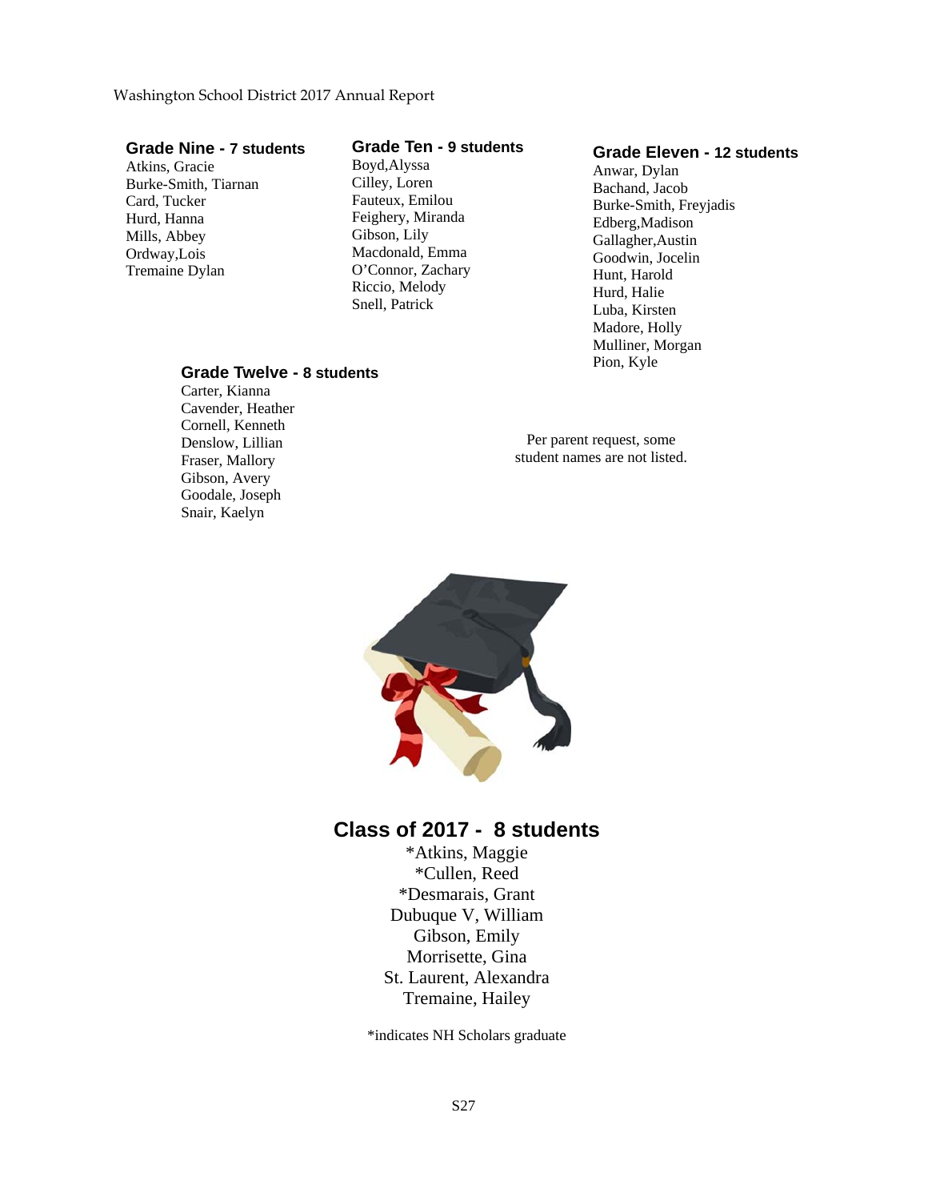### Grade Nine - 7 students

Atkins, Gracie
Burke-Smith, Tiarnan
Card, Tucker
Hurd, Hanna
Mills, Abbey
Ordway,Lois
Tremaine Dylan

### Grade Ten - 9 students

Boyd,Alyssa
Cilley, Loren
Fauteux, Emilou
Feighery, Miranda
Gibson, Lily
Macdonald, Emma
O'Connor, Zachary
Riccio, Melody
Snell, Patrick

### Grade Eleven - 12 students

Anwar, Dylan
Bachand, Jacob
Burke-Smith, Freyjadis
Edberg,Madison
Gallagher,Austin
Goodwin, Jocelin
Hunt, Harold
Hurd, Halie
Luba, Kirsten
Madore, Holly
Mulliner, Morgan
Pion, Kyle

### Grade Twelve - 8 students

Carter, Kianna
Cavender, Heather
Cornell, Kenneth
Denslow, Lillian
Fraser, Mallory
Gibson, Avery
Goodale, Joseph
Snair, Kaelyn

Per parent request, some student names are not listed.

## Class of 2017 - 8 students

*Atkins, Maggie
*Cullen, Reed
*Desmarais, Grant
Dubuque V, William
Gibson, Emily
Morrisette, Gina
St. Laurent, Alexandra
Tremaine, Hailey

*indicates NH Scholars graduate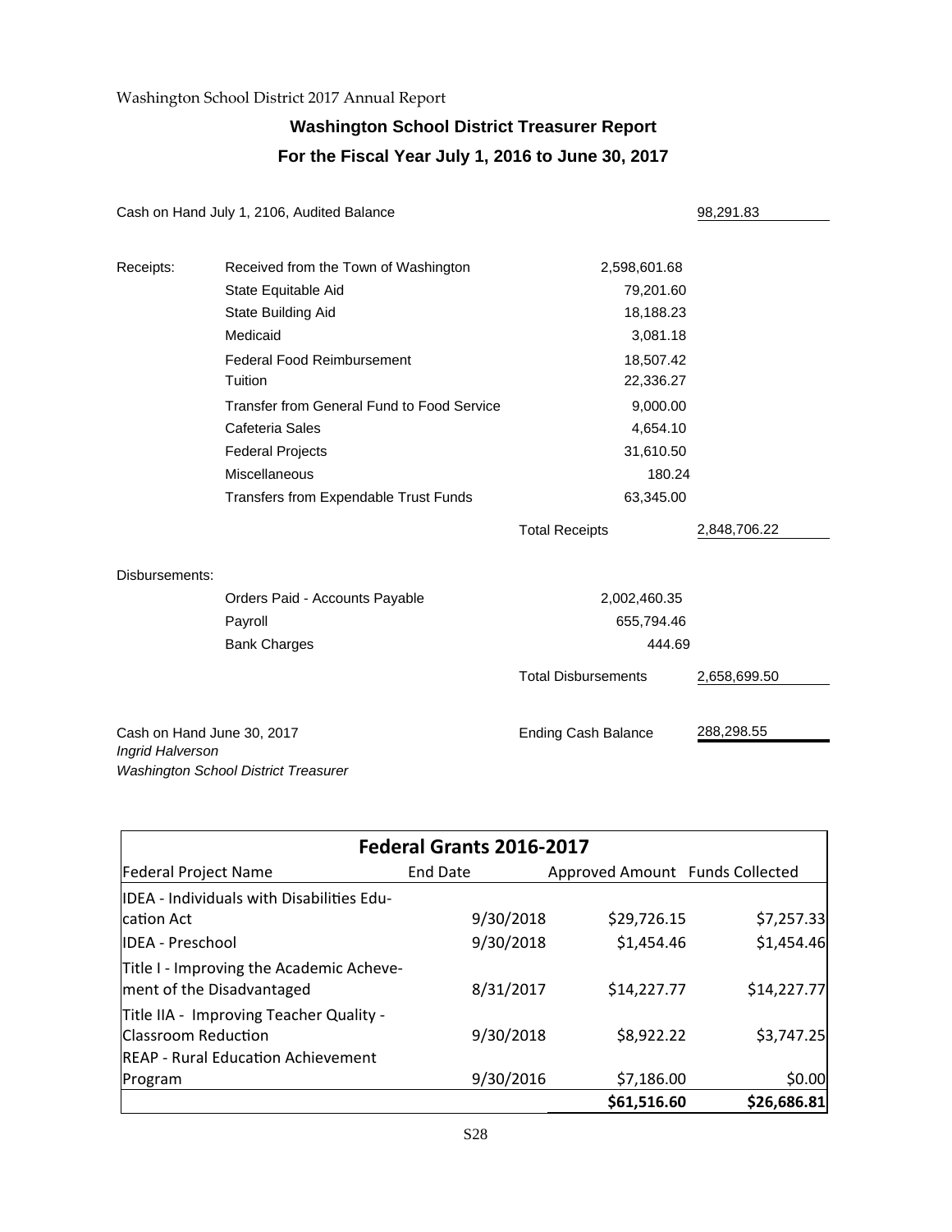Washington School District 2017 Annual Report

## Washington School District Treasurer Report

### For the Fiscal Year July 1, 2016 to June 30, 2017

| | | | |
|---|---|---|---|
| Cash on Hand July 1, 2106, Audited Balance | | | 98,291.83 |
| Receipts: | Received from the Town of Washington | 2,598,601.68 | |
| | State Equitable Aid | 79,201.60 | |
| | State Building Aid | 18,188.23 | |
| | Medicaid | 3,081.18 | |
| | Federal Food Reimbursement | 18,507.42 | |
| | Tuition | 22,336.27 | |
| | Transfer from General Fund to Food Service | 9,000.00 | |
| | Cafeteria Sales | 4,654.10 | |
| | Federal Projects | 31,610.50 | |
| | Miscellaneous | 180.24 | |
| | Transfers from Expendable Trust Funds | 63,345.00 | |
| | | Total Receipts | 2,848,706.22 |
| Disbursements: | | | |
| | Orders Paid - Accounts Payable | 2,002,460.35 | |
| | Payroll | 655,794.46 | |
| | Bank Charges | 444.69 | |
| | | Total Disbursements | 2,658,699.50 |
| Cash on Hand June 30, 2017 | | Ending Cash Balance | 288,298.55 |

*Ingrid Halverson*
*Washington School District Treasurer*

| Federal Grants 2016-2017 | | | |
|---|---|---|---|
| Federal Project Name | End Date | Approved Amount | Funds Collected |
| IDEA - Individuals with Disabilities Education Act | 9/30/2018 | $29,726.15 | $7,257.33 |
| IDEA - Preschool | 9/30/2018 | $1,454.46 | $1,454.46 |
| Title I - Improving the Academic Achevement of the Disadvantaged | 8/31/2017 | $14,227.77 | $14,227.77 |
| Title IIA - Improving Teacher Quality - Classroom Reduction | 9/30/2018 | $8,922.22 | $3,747.25 |
| REAP - Rural Education Achievement Program | 9/30/2016 | $7,186.00 | $0.00 |
| | | **$61,516.60** | **$26,686.81** |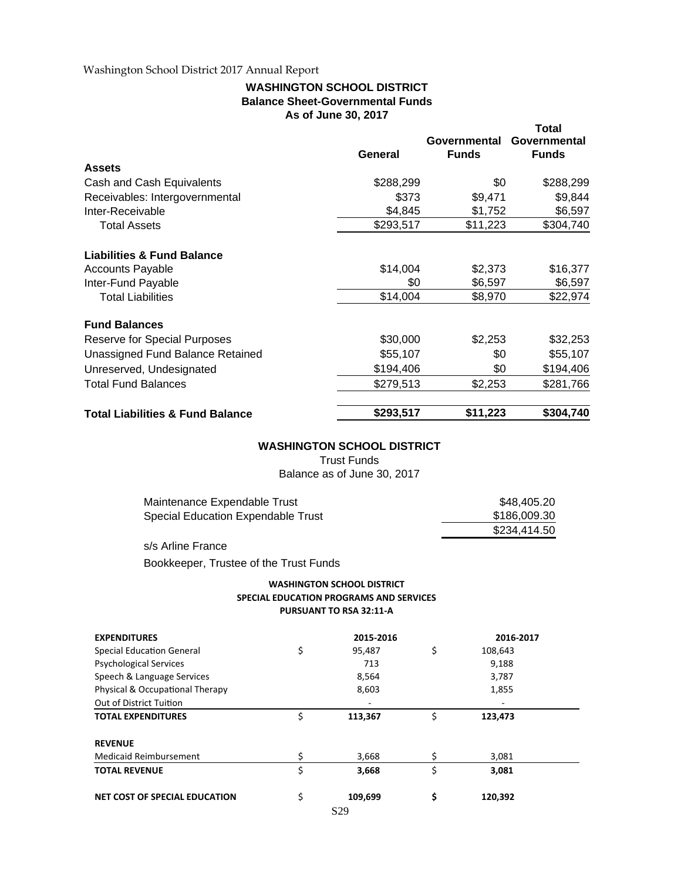## WASHINGTON SCHOOL DISTRICT
### Balance Sheet-Governmental Funds
### As of June 30, 2017

| | General | Governmental Funds | Total Governmental Funds |
|---|---|---|---|
| **Assets** | | | |
| Cash and Cash Equivalents | $288,299 | $0 | $288,299 |
| Receivables: Intergovernmental | $373 | $9,471 | $9,844 |
| Inter-Receivable | $4,845 | $1,752 | $6,597 |
| Total Assets | $293,517 | $11,223 | $304,740 |
| **Liabilities & Fund Balance** | | | |
| Accounts Payable | $14,004 | $2,373 | $16,377 |
| Inter-Fund Payable | $0 | $6,597 | $6,597 |
| Total Liabilities | $14,004 | $8,970 | $22,974 |
| **Fund Balances** | | | |
| Reserve for Special Purposes | $30,000 | $2,253 | $32,253 |
| Unassigned Fund Balance Retained | $55,107 | $0 | $55,107 |
| Unreserved, Undesignated | $194,406 | $0 | $194,406 |
| Total Fund Balances | $279,513 | $2,253 | $281,766 |
| **Total Liabilities & Fund Balance** | **$293,517** | **$11,223** | **$304,740** |

## WASHINGTON SCHOOL DISTRICT
Trust Funds
Balance as of June 30, 2017

| | |
|---|---|
| Maintenance Expendable Trust | $48,405.20 |
| Special Education Expendable Trust | $186,009.30 |
| | $234,414.50 |

s/s Arline France

Bookkeeper, Trustee of the Trust Funds

## WASHINGTON SCHOOL DISTRICT
### SPECIAL EDUCATION PROGRAMS AND SERVICES
### PURSUANT TO RSA 32:11-A

| **EXPENDITURES** | **2015-2016** | **2016-2017** |
|---|---|---|
| Special Education General | $ 95,487 | $ 108,643 |
| Psychological Services | 713 | 9,188 |
| Speech & Language Services | 8,564 | 3,787 |
| Physical & Occupational Therapy | 8,603 | 1,855 |
| Out of District Tuition | - | - |
| **TOTAL EXPENDITURES** | $ **113,367** | $ **123,473** |
| **REVENUE** | | |
| Medicaid Reimbursement | $ 3,668 | $ 3,081 |
| **TOTAL REVENUE** | $ **3,668** | $ **3,081** |
| **NET COST OF SPECIAL EDUCATION** | $ **109,699** | **$** **120,392** |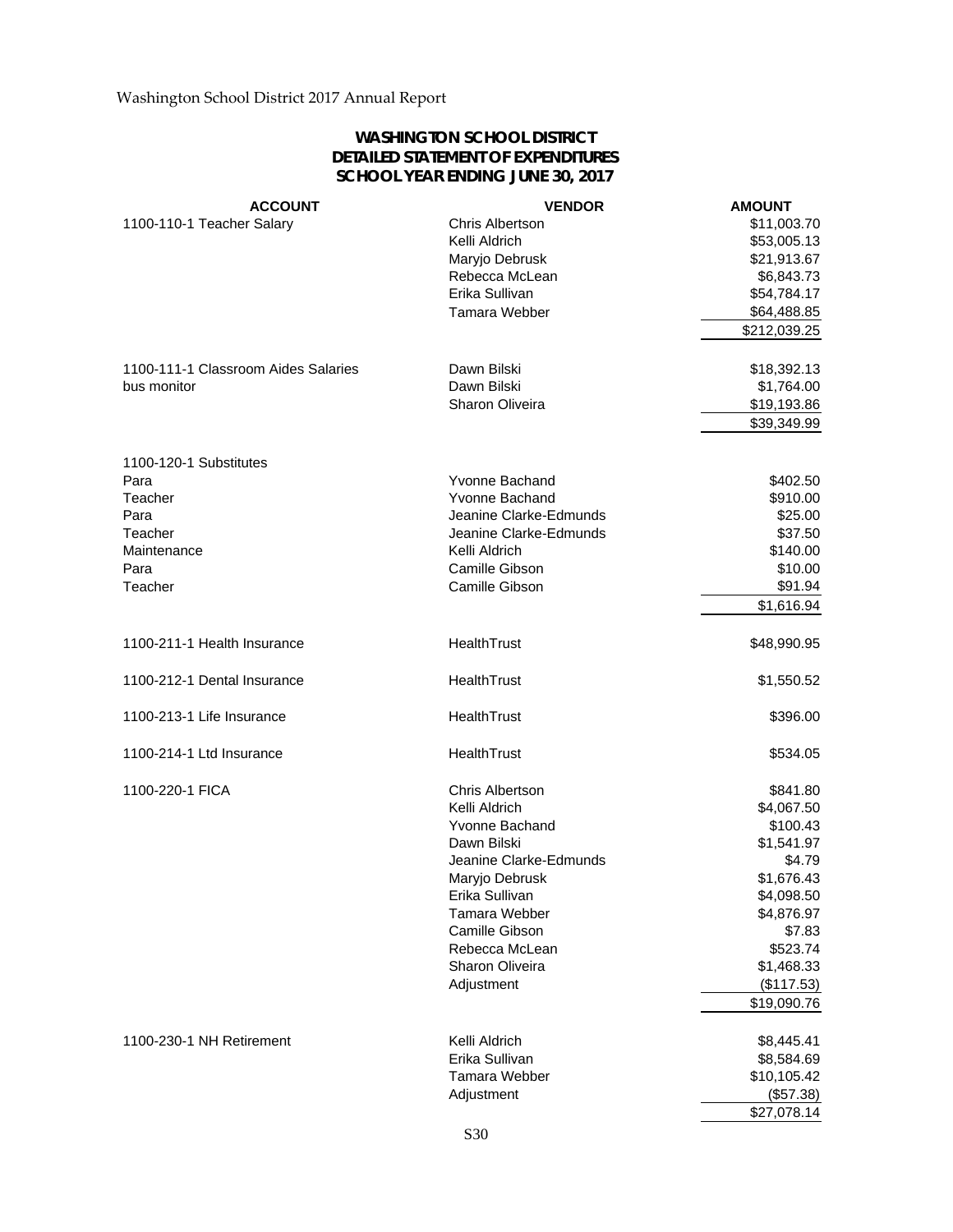Washington School District 2017 Annual Report

# WASHINGTON SCHOOL DISTRICT
## DETAILED STATEMENT OF EXPENDITURES
## SCHOOL YEAR ENDING JUNE 30, 2017

| ACCOUNT | VENDOR | AMOUNT |
|---|---|---|
| 1100-110-1 Teacher Salary | Chris Albertson | $11,003.70 |
| | Kelli Aldrich | $53,005.13 |
| | Maryjo Debrusk | $21,913.67 |
| | Rebecca McLean | $6,843.73 |
| | Erika Sullivan | $54,784.17 |
| | Tamara Webber | $64,488.85 |
| | | $212,039.25 |
| | | |
| 1100-111-1 Classroom Aides Salaries | Dawn Bilski | $18,392.13 |
| bus monitor | Dawn Bilski | $1,764.00 |
| | Sharon Oliveira | $19,193.86 |
| | | $39,349.99 |
| | | |
| 1100-120-1 Substitutes | | |
| Para | Yvonne Bachand | $402.50 |
| Teacher | Yvonne Bachand | $910.00 |
| Para | Jeanine Clarke-Edmunds | $25.00 |
| Teacher | Jeanine Clarke-Edmunds | $37.50 |
| Maintenance | Kelli Aldrich | $140.00 |
| Para | Camille Gibson | $10.00 |
| Teacher | Camille Gibson | $91.94 |
| | | $1,616.94 |
| | | |
| 1100-211-1 Health Insurance | HealthTrust | $48,990.95 |
| | | |
| 1100-212-1 Dental Insurance | HealthTrust | $1,550.52 |
| | | |
| 1100-213-1 Life Insurance | HealthTrust | $396.00 |
| | | |
| 1100-214-1 Ltd Insurance | HealthTrust | $534.05 |
| | | |
| 1100-220-1 FICA | Chris Albertson | $841.80 |
| | Kelli Aldrich | $4,067.50 |
| | Yvonne Bachand | $100.43 |
| | Dawn Bilski | $1,541.97 |
| | Jeanine Clarke-Edmunds | $4.79 |
| | Maryjo Debrusk | $1,676.43 |
| | Erika Sullivan | $4,098.50 |
| | Tamara Webber | $4,876.97 |
| | Camille Gibson | $7.83 |
| | Rebecca McLean | $523.74 |
| | Sharon Oliveira | $1,468.33 |
| | Adjustment | ($117.53) |
| | | $19,090.76 |
| | | |
| 1100-230-1 NH Retirement | Kelli Aldrich | $8,445.41 |
| | Erika Sullivan | $8,584.69 |
| | Tamara Webber | $10,105.42 |
| | Adjustment | ($57.38) |
| | | $27,078.14 |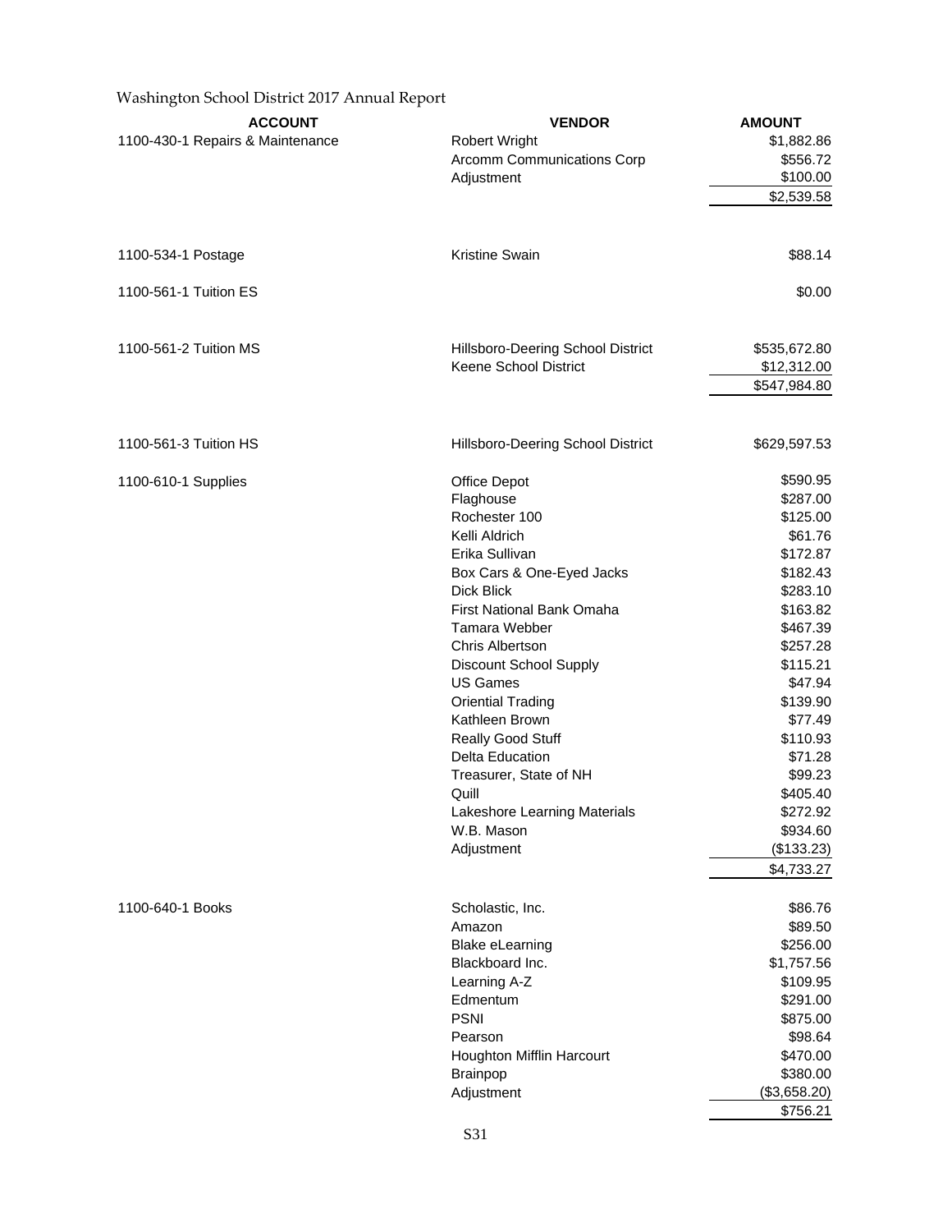Washington School District 2017 Annual Report

| ACCOUNT | VENDOR | AMOUNT |
|---|---|---|
| 1100-430-1 Repairs & Maintenance | Robert Wright | $1,882.86 |
| | Arcomm Communications Corp | $556.72 |
| | Adjustment | $100.00 |
| | | $2,539.58 |
| 1100-534-1 Postage | Kristine Swain | $88.14 |
| 1100-561-1 Tuition ES | | $0.00 |
| 1100-561-2 Tuition MS | Hillsboro-Deering School District | $535,672.80 |
| | Keene School District | $12,312.00 |
| | | $547,984.80 |
| 1100-561-3 Tuition HS | Hillsboro-Deering School District | $629,597.53 |
| 1100-610-1 Supplies | Office Depot | $590.95 |
| | Flaghouse | $287.00 |
| | Rochester 100 | $125.00 |
| | Kelli Aldrich | $61.76 |
| | Erika Sullivan | $172.87 |
| | Box Cars & One-Eyed Jacks | $182.43 |
| | Dick Blick | $283.10 |
| | First National Bank Omaha | $163.82 |
| | Tamara Webber | $467.39 |
| | Chris Albertson | $257.28 |
| | Discount School Supply | $115.21 |
| | US Games | $47.94 |
| | Oriential Trading | $139.90 |
| | Kathleen Brown | $77.49 |
| | Really Good Stuff | $110.93 |
| | Delta Education | $71.28 |
| | Treasurer, State of NH | $99.23 |
| | Quill | $405.40 |
| | Lakeshore Learning Materials | $272.92 |
| | W.B. Mason | $934.60 |
| | Adjustment | ($133.23) |
| | | $4,733.27 |
| 1100-640-1 Books | Scholastic, Inc. | $86.76 |
| | Amazon | $89.50 |
| | Blake eLearning | $256.00 |
| | Blackboard Inc. | $1,757.56 |
| | Learning A-Z | $109.95 |
| | Edmentum | $291.00 |
| | PSNI | $875.00 |
| | Pearson | $98.64 |
| | Houghton Mifflin Harcourt | $470.00 |
| | Brainpop | $380.00 |
| | Adjustment | ($3,658.20) |
| | | $756.21 |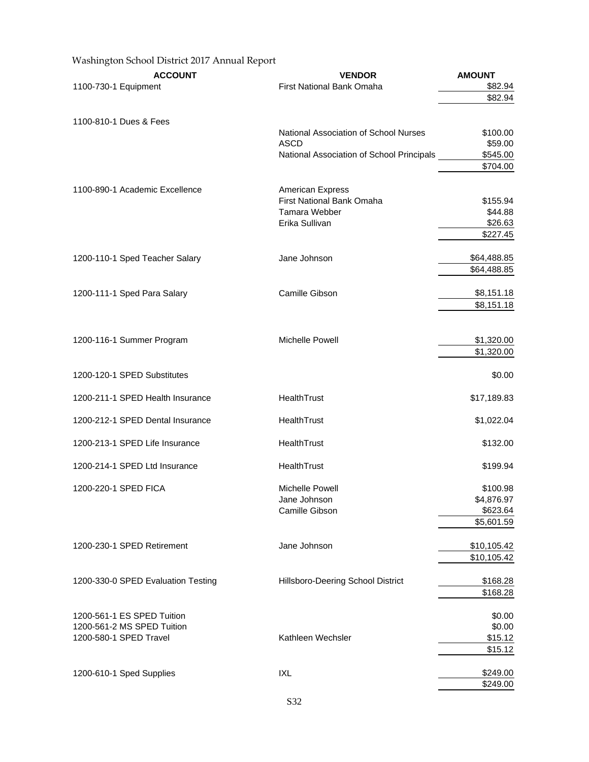Washington School District 2017 Annual Report

| ACCOUNT | VENDOR | AMOUNT |
|---|---|---|
| 1100-730-1 Equipment | First National Bank Omaha | $82.94 |
| | | $82.94 |
| 1100-810-1 Dues & Fees | | |
| | National Association of School Nurses | $100.00 |
| | ASCD | $59.00 |
| | National Association of School Principals | $545.00 |
| | | $704.00 |
| 1100-890-1 Academic Excellence | American Express | |
| | First National Bank Omaha | $155.94 |
| | Tamara Webber | $44.88 |
| | Erika Sullivan | $26.63 |
| | | $227.45 |
| 1200-110-1 Sped Teacher Salary | Jane Johnson | $64,488.85 |
| | | $64,488.85 |
| 1200-111-1 Sped Para Salary | Camille Gibson | $8,151.18 |
| | | $8,151.18 |
| 1200-116-1 Summer Program | Michelle Powell | $1,320.00 |
| | | $1,320.00 |
| 1200-120-1 SPED Substitutes | | $0.00 |
| 1200-211-1 SPED Health Insurance | HealthTrust | $17,189.83 |
| 1200-212-1 SPED Dental Insurance | HealthTrust | $1,022.04 |
| 1200-213-1 SPED Life Insurance | HealthTrust | $132.00 |
| 1200-214-1 SPED Ltd Insurance | HealthTrust | $199.94 |
| 1200-220-1 SPED FICA | Michelle Powell | $100.98 |
| | Jane Johnson | $4,876.97 |
| | Camille Gibson | $623.64 |
| | | $5,601.59 |
| 1200-230-1 SPED Retirement | Jane Johnson | $10,105.42 |
| | | $10,105.42 |
| 1200-330-0 SPED Evaluation Testing | Hillsboro-Deering School District | $168.28 |
| | | $168.28 |
| 1200-561-1 ES SPED Tuition | | $0.00 |
| 1200-561-2 MS SPED Tuition | | $0.00 |
| 1200-580-1 SPED Travel | Kathleen Wechsler | $15.12 |
| | | $15.12 |
| 1200-610-1 Sped Supplies | IXL | $249.00 |
| | | $249.00 |

S32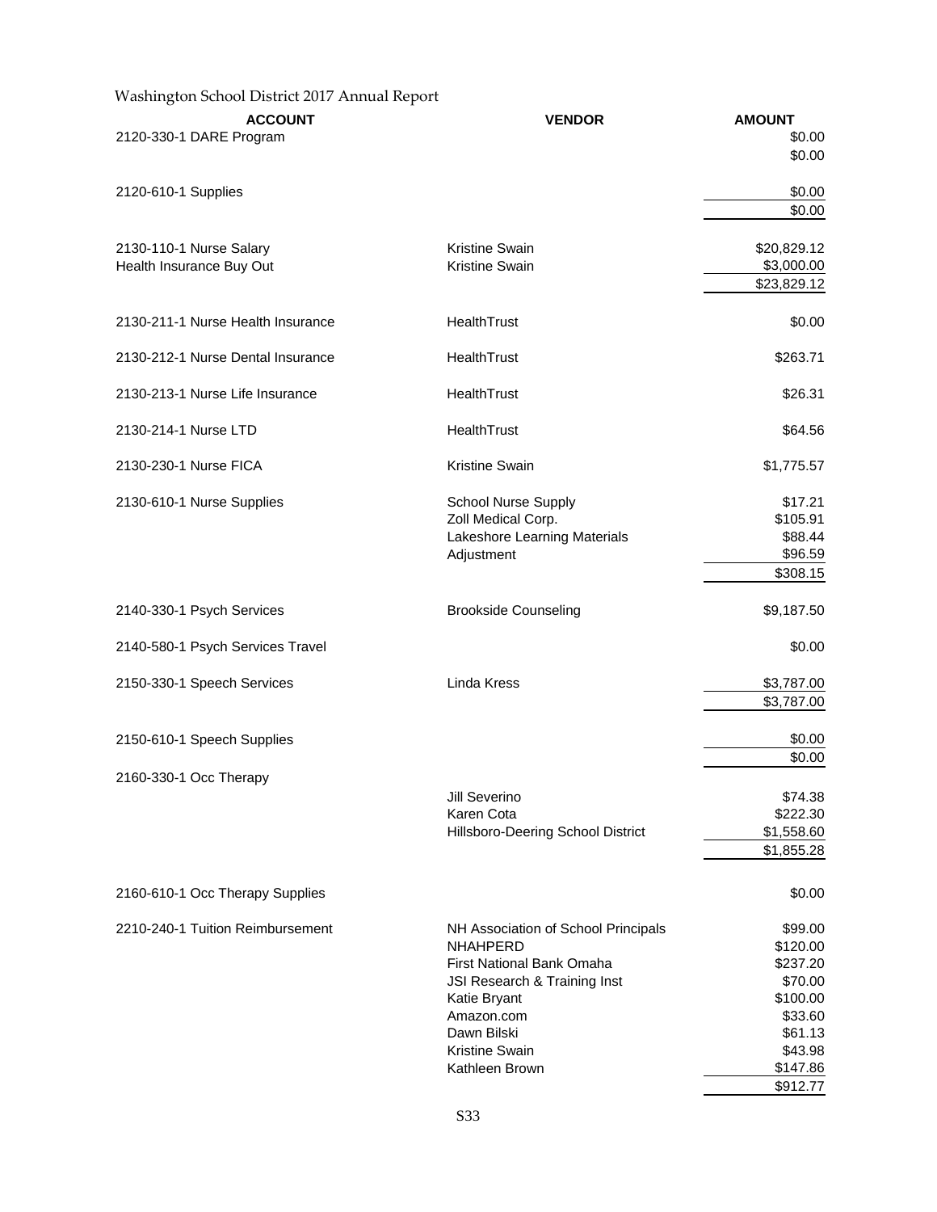Washington School District 2017 Annual Report

| ACCOUNT | VENDOR | AMOUNT |
|---|---|---|
| 2120-330-1 DARE Program | | $0.00 |
| | | $0.00 |
| | | |
| 2120-610-1 Supplies | | $0.00 |
| | | $0.00 |
| | | |
| 2130-110-1 Nurse Salary | Kristine Swain | $20,829.12 |
| Health Insurance Buy Out | Kristine Swain | $3,000.00 |
| | | $23,829.12 |
| | | |
| 2130-211-1 Nurse Health Insurance | HealthTrust | $0.00 |
| | | |
| 2130-212-1 Nurse Dental Insurance | HealthTrust | $263.71 |
| | | |
| 2130-213-1 Nurse Life Insurance | HealthTrust | $26.31 |
| | | |
| 2130-214-1 Nurse LTD | HealthTrust | $64.56 |
| | | |
| 2130-230-1 Nurse FICA | Kristine Swain | $1,775.57 |
| | | |
| 2130-610-1 Nurse Supplies | School Nurse Supply | $17.21 |
| | Zoll Medical Corp. | $105.91 |
| | Lakeshore Learning Materials | $88.44 |
| | Adjustment | $96.59 |
| | | $308.15 |
| | | |
| 2140-330-1 Psych Services | Brookside Counseling | $9,187.50 |
| | | |
| 2140-580-1 Psych Services Travel | | $0.00 |
| | | |
| 2150-330-1 Speech Services | Linda Kress | $3,787.00 |
| | | $3,787.00 |
| | | |
| 2150-610-1 Speech Supplies | | $0.00 |
| | | $0.00 |
| 2160-330-1 Occ Therapy | | |
| | Jill Severino | $74.38 |
| | Karen Cota | $222.30 |
| | Hillsboro-Deering School District | $1,558.60 |
| | | $1,855.28 |
| | | |
| 2160-610-1 Occ Therapy Supplies | | $0.00 |
| | | |
| 2210-240-1 Tuition Reimbursement | NH Association of School Principals | $99.00 |
| | NHAHPERD | $120.00 |
| | First National Bank Omaha | $237.20 |
| | JSI Research & Training Inst | $70.00 |
| | Katie Bryant | $100.00 |
| | Amazon.com | $33.60 |
| | Dawn Bilski | $61.13 |
| | Kristine Swain | $43.98 |
| | Kathleen Brown | $147.86 |
| | | $912.77 |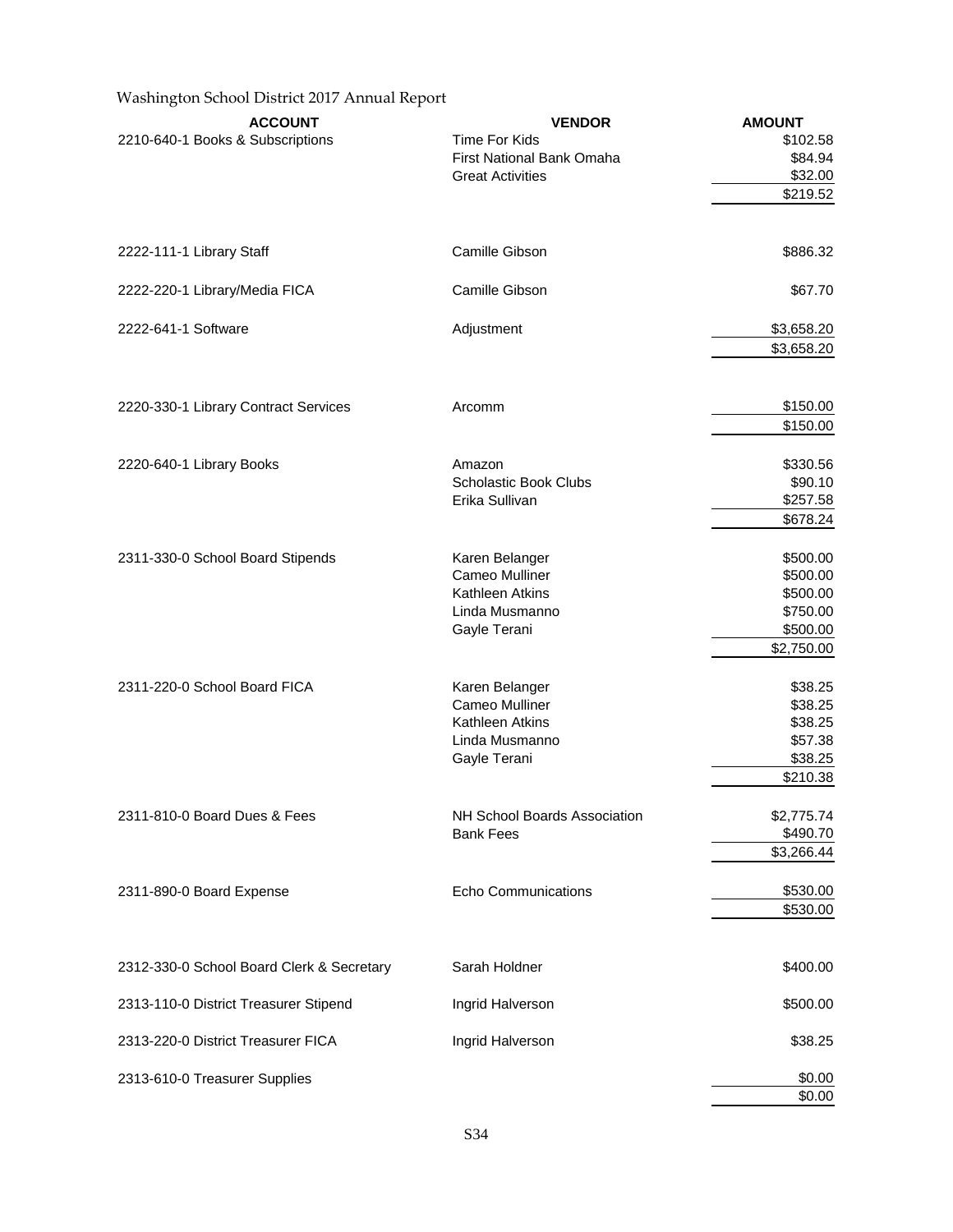Washington School District 2017 Annual Report

| ACCOUNT | VENDOR | AMOUNT |
|---|---|---|
| 2210-640-1 Books & Subscriptions | Time For Kids | $102.58 |
| | First National Bank Omaha | $84.94 |
| | Great Activities | $32.00 |
| | | $219.52 |
| 2222-111-1 Library Staff | Camille Gibson | $886.32 |
| 2222-220-1 Library/Media FICA | Camille Gibson | $67.70 |
| 2222-641-1 Software | Adjustment | $3,658.20 |
| | | $3,658.20 |
| 2220-330-1 Library Contract Services | Arcomm | $150.00 |
| | | $150.00 |
| 2220-640-1 Library Books | Amazon | $330.56 |
| | Scholastic Book Clubs | $90.10 |
| | Erika Sullivan | $257.58 |
| | | $678.24 |
| 2311-330-0 School Board Stipends | Karen Belanger | $500.00 |
| | Cameo Mulliner | $500.00 |
| | Kathleen Atkins | $500.00 |
| | Linda Musmanno | $750.00 |
| | Gayle Terani | $500.00 |
| | | $2,750.00 |
| 2311-220-0 School Board FICA | Karen Belanger | $38.25 |
| | Cameo Mulliner | $38.25 |
| | Kathleen Atkins | $38.25 |
| | Linda Musmanno | $57.38 |
| | Gayle Terani | $38.25 |
| | | $210.38 |
| 2311-810-0 Board Dues & Fees | NH School Boards Association | $2,775.74 |
| | Bank Fees | $490.70 |
| | | $3,266.44 |
| 2311-890-0 Board Expense | Echo Communications | $530.00 |
| | | $530.00 |
| 2312-330-0 School Board Clerk & Secretary | Sarah Holdner | $400.00 |
| 2313-110-0 District Treasurer Stipend | Ingrid Halverson | $500.00 |
| 2313-220-0 District Treasurer FICA | Ingrid Halverson | $38.25 |
| 2313-610-0 Treasurer Supplies | | $0.00 |
| | | $0.00 |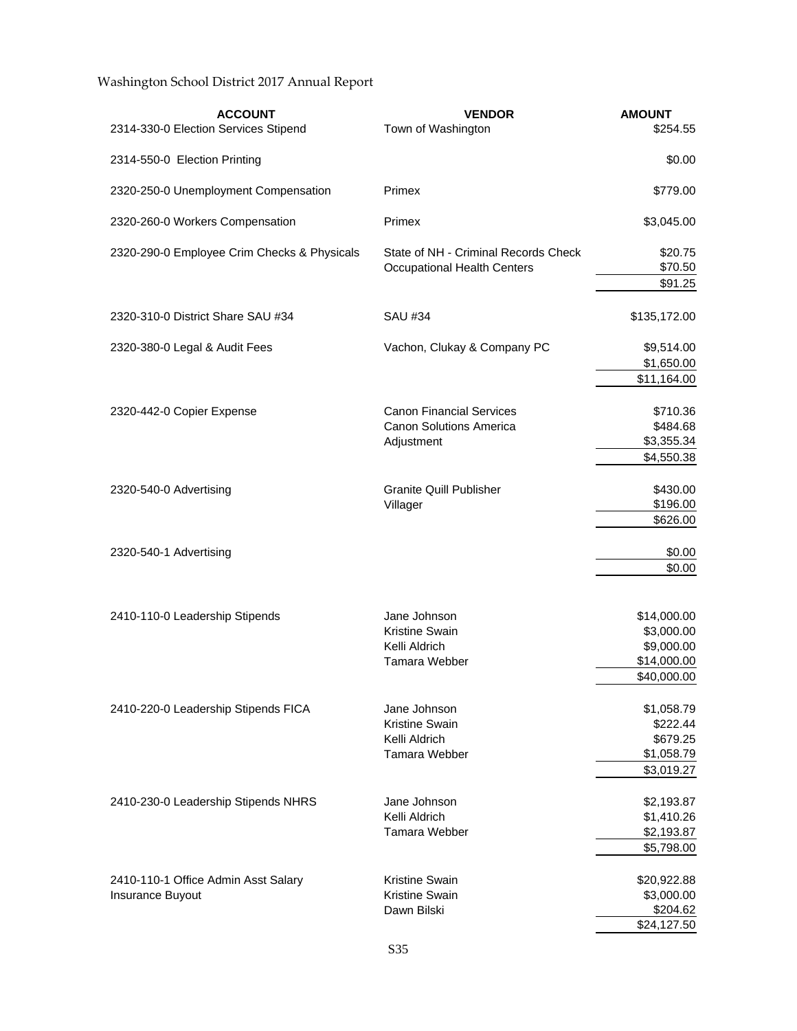| ACCOUNT | VENDOR | AMOUNT |
|---|---|---|
| 2314-330-0 Election Services Stipend | Town of Washington | $254.55 |
| 2314-550-0 Election Printing | | $0.00 |
| 2320-250-0 Unemployment Compensation | Primex | $779.00 |
| 2320-260-0 Workers Compensation | Primex | $3,045.00 |
| 2320-290-0 Employee Crim Checks & Physicals | State of NH - Criminal Records Check | $20.75 |
| | Occupational Health Centers | $70.50 |
| | | $91.25 |
| 2320-310-0 District Share SAU #34 | SAU #34 | $135,172.00 |
| 2320-380-0 Legal & Audit Fees | Vachon, Clukay & Company PC | $9,514.00 |
| | | $1,650.00 |
| | | $11,164.00 |
| 2320-442-0 Copier Expense | Canon Financial Services | $710.36 |
| | Canon Solutions America | $484.68 |
| | Adjustment | $3,355.34 |
| | | $4,550.38 |
| 2320-540-0 Advertising | Granite Quill Publisher | $430.00 |
| | Villager | $196.00 |
| | | $626.00 |
| 2320-540-1 Advertising | | $0.00 |
| | | $0.00 |
| 2410-110-0 Leadership Stipends | Jane Johnson | $14,000.00 |
| | Kristine Swain | $3,000.00 |
| | Kelli Aldrich | $9,000.00 |
| | Tamara Webber | $14,000.00 |
| | | $40,000.00 |
| 2410-220-0 Leadership Stipends FICA | Jane Johnson | $1,058.79 |
| | Kristine Swain | $222.44 |
| | Kelli Aldrich | $679.25 |
| | Tamara Webber | $1,058.79 |
| | | $3,019.27 |
| 2410-230-0 Leadership Stipends NHRS | Jane Johnson | $2,193.87 |
| | Kelli Aldrich | $1,410.26 |
| | Tamara Webber | $2,193.87 |
| | | $5,798.00 |
| 2410-110-1 Office Admin Asst Salary | Kristine Swain | $20,922.88 |
| Insurance Buyout | Kristine Swain | $3,000.00 |
| | Dawn Bilski | $204.62 |
| | | $24,127.50 |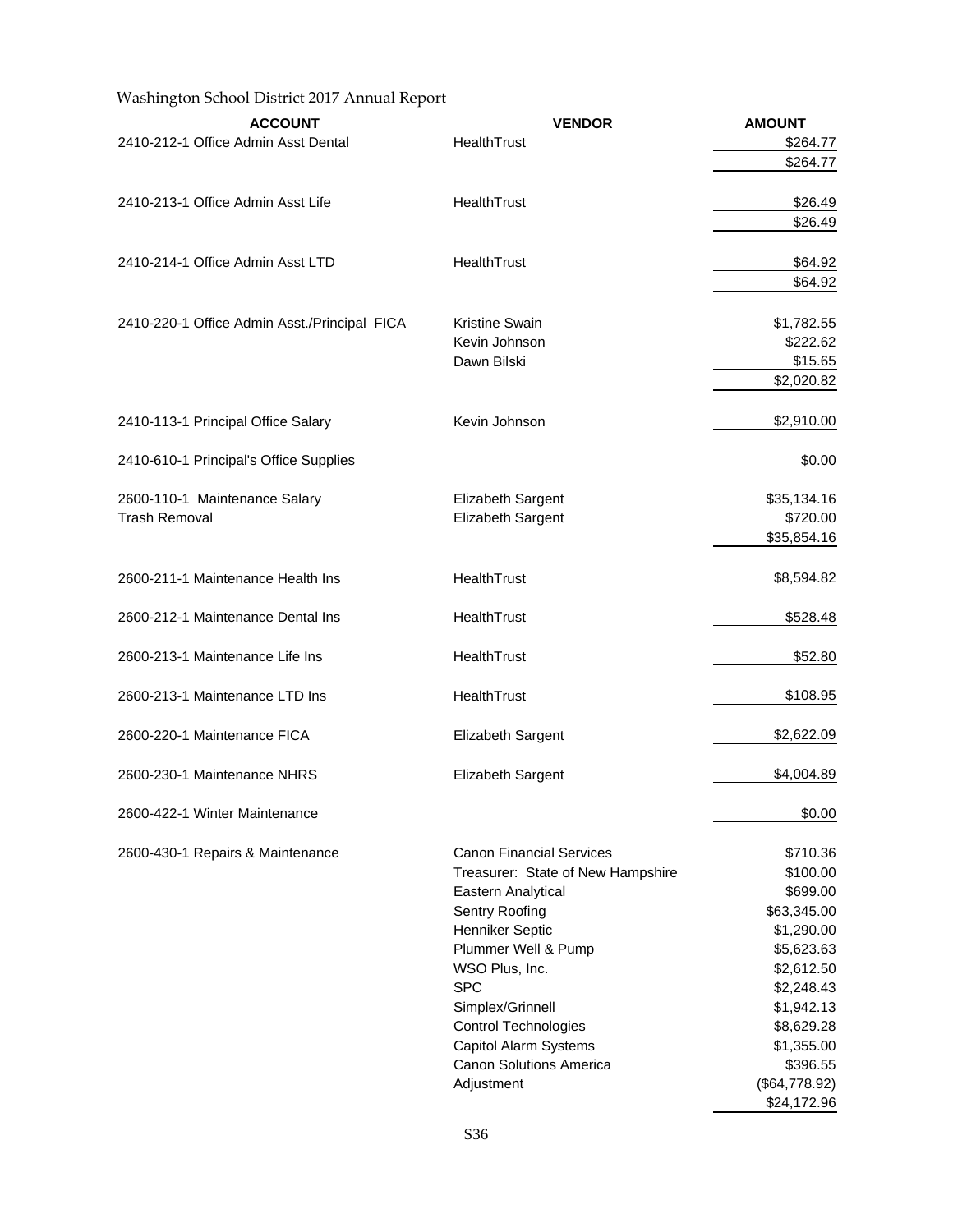Washington School District 2017 Annual Report

| ACCOUNT | VENDOR | AMOUNT |
|---|---|---|
| 2410-212-1 Office Admin Asst Dental | HealthTrust | $264.77 |
| | | $264.77 |
| | | |
| 2410-213-1 Office Admin Asst Life | HealthTrust | $26.49 |
| | | $26.49 |
| | | |
| 2410-214-1 Office Admin Asst LTD | HealthTrust | $64.92 |
| | | $64.92 |
| | | |
| 2410-220-1 Office Admin Asst./Principal FICA | Kristine Swain | $1,782.55 |
| | Kevin Johnson | $222.62 |
| | Dawn Bilski | $15.65 |
| | | $2,020.82 |
| | | |
| 2410-113-1 Principal Office Salary | Kevin Johnson | $2,910.00 |
| | | |
| 2410-610-1 Principal's Office Supplies | | $0.00 |
| | | |
| 2600-110-1 Maintenance Salary | Elizabeth Sargent | $35,134.16 |
| Trash Removal | Elizabeth Sargent | $720.00 |
| | | $35,854.16 |
| | | |
| 2600-211-1 Maintenance Health Ins | HealthTrust | $8,594.82 |
| | | |
| 2600-212-1 Maintenance Dental Ins | HealthTrust | $528.48 |
| | | |
| 2600-213-1 Maintenance Life Ins | HealthTrust | $52.80 |
| | | |
| 2600-213-1 Maintenance LTD Ins | HealthTrust | $108.95 |
| | | |
| 2600-220-1 Maintenance FICA | Elizabeth Sargent | $2,622.09 |
| | | |
| 2600-230-1 Maintenance NHRS | Elizabeth Sargent | $4,004.89 |
| | | |
| 2600-422-1 Winter Maintenance | | $0.00 |
| | | |
| 2600-430-1 Repairs & Maintenance | Canon Financial Services | $710.36 |
| | Treasurer: State of New Hampshire | $100.00 |
| | Eastern Analytical | $699.00 |
| | Sentry Roofing | $63,345.00 |
| | Henniker Septic | $1,290.00 |
| | Plummer Well & Pump | $5,623.63 |
| | WSO Plus, Inc. | $2,612.50 |
| | SPC | $2,248.43 |
| | Simplex/Grinnell | $1,942.13 |
| | Control Technologies | $8,629.28 |
| | Capitol Alarm Systems | $1,355.00 |
| | Canon Solutions America | $396.55 |
| | Adjustment | ($64,778.92) |
| | | $24,172.96 |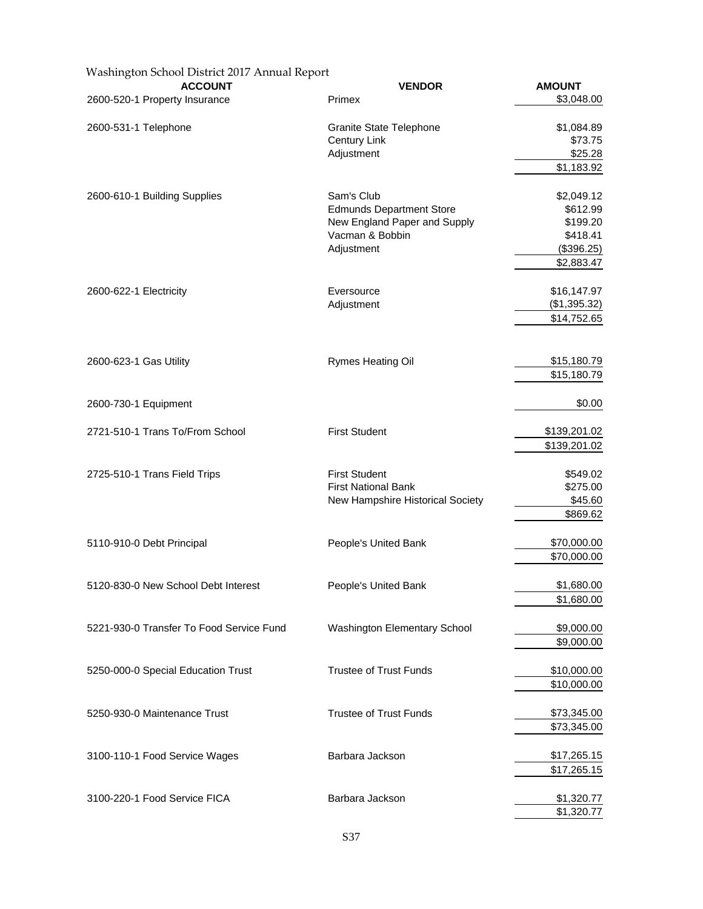Washington School District 2017 Annual Report

| ACCOUNT | VENDOR | AMOUNT |
|---|---|---|
| 2600-520-1 Property Insurance | Primex | $3,048.00 |
| | | |
| 2600-531-1 Telephone | Granite State Telephone | $1,084.89 |
| | Century Link | $73.75 |
| | Adjustment | $25.28 |
| | | $1,183.92 |
| | | |
| 2600-610-1 Building Supplies | Sam's Club | $2,049.12 |
| | Edmunds Department Store | $612.99 |
| | New England Paper and Supply | $199.20 |
| | Vacman & Bobbin | $418.41 |
| | Adjustment | ($396.25) |
| | | $2,883.47 |
| | | |
| 2600-622-1 Electricity | Eversource | $16,147.97 |
| | Adjustment | ($1,395.32) |
| | | $14,752.65 |
| | | |
| 2600-623-1 Gas Utility | Rymes Heating Oil | $15,180.79 |
| | | $15,180.79 |
| | | |
| 2600-730-1 Equipment | | $0.00 |
| | | |
| 2721-510-1 Trans To/From School | First Student | $139,201.02 |
| | | $139,201.02 |
| | | |
| 2725-510-1 Trans Field Trips | First Student | $549.02 |
| | First National Bank | $275.00 |
| | New Hampshire Historical Society | $45.60 |
| | | $869.62 |
| | | |
| 5110-910-0 Debt Principal | People's United Bank | $70,000.00 |
| | | $70,000.00 |
| | | |
| 5120-830-0 New School Debt Interest | People's United Bank | $1,680.00 |
| | | $1,680.00 |
| | | |
| 5221-930-0 Transfer To Food Service Fund | Washington Elementary School | $9,000.00 |
| | | $9,000.00 |
| | | |
| 5250-000-0 Special Education Trust | Trustee of Trust Funds | $10,000.00 |
| | | $10,000.00 |
| | | |
| 5250-930-0 Maintenance Trust | Trustee of Trust Funds | $73,345.00 |
| | | $73,345.00 |
| | | |
| 3100-110-1 Food Service Wages | Barbara Jackson | $17,265.15 |
| | | $17,265.15 |
| | | |
| 3100-220-1 Food Service FICA | Barbara Jackson | $1,320.77 |
| | | $1,320.77 |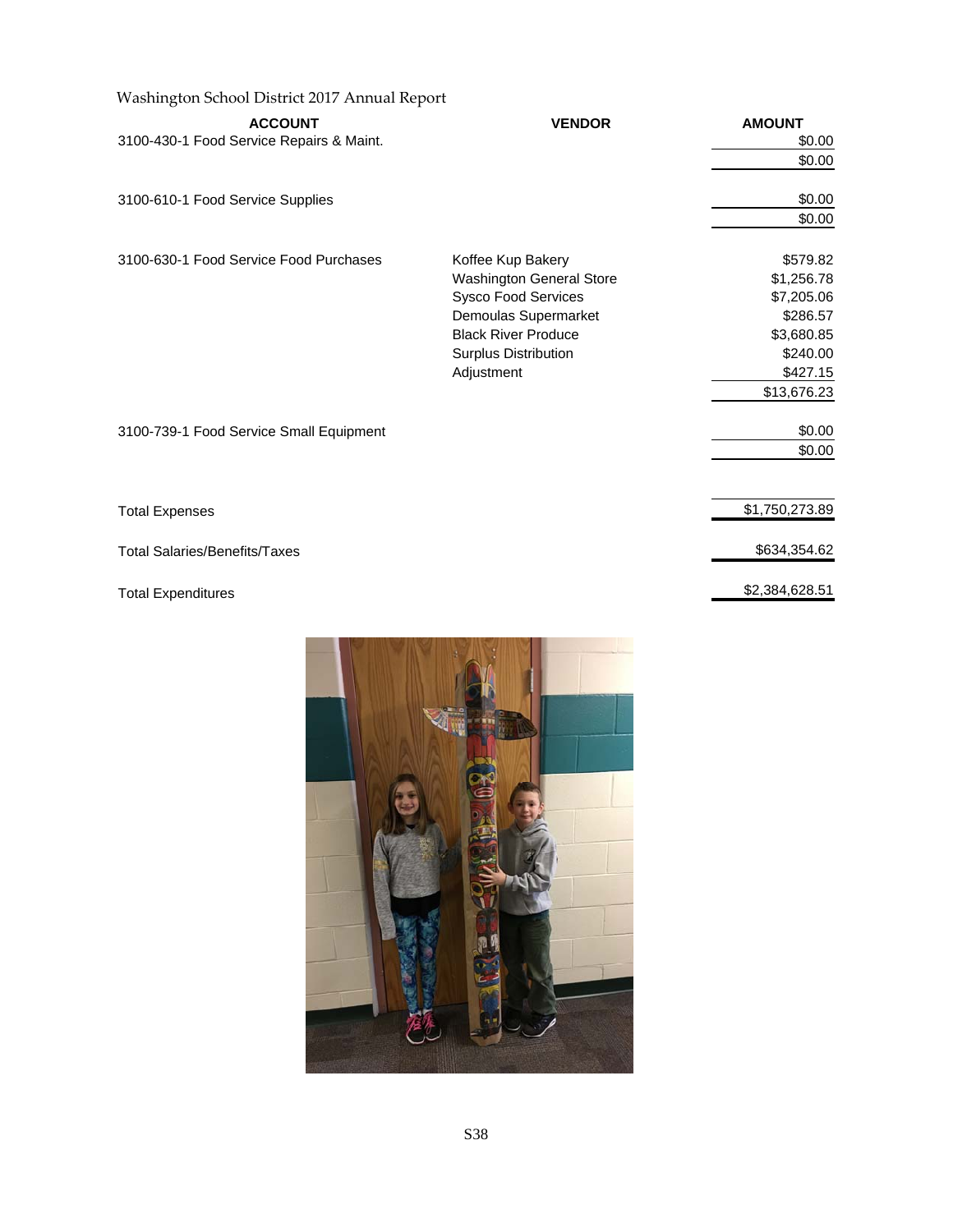Washington School District 2017 Annual Report

| ACCOUNT | VENDOR | AMOUNT |
|---|---|---|
| 3100-430-1 Food Service Repairs & Maint. | | $0.00 |
| | | $0.00 |
| 3100-610-1 Food Service Supplies | | $0.00 |
| | | $0.00 |
| 3100-630-1 Food Service Food Purchases | Koffee Kup Bakery | $579.82 |
| | Washington General Store | $1,256.78 |
| | Sysco Food Services | $7,205.06 |
| | Demoulas Supermarket | $286.57 |
| | Black River Produce | $3,680.85 |
| | Surplus Distribution | $240.00 |
| | Adjustment | $427.15 |
| | | $13,676.23 |
| 3100-739-1 Food Service Small Equipment | | $0.00 |
| | | $0.00 |
| Total Expenses | | $1,750,273.89 |
| Total Salaries/Benefits/Taxes | | $634,354.62 |
| Total Expenditures | | $2,384,628.51 |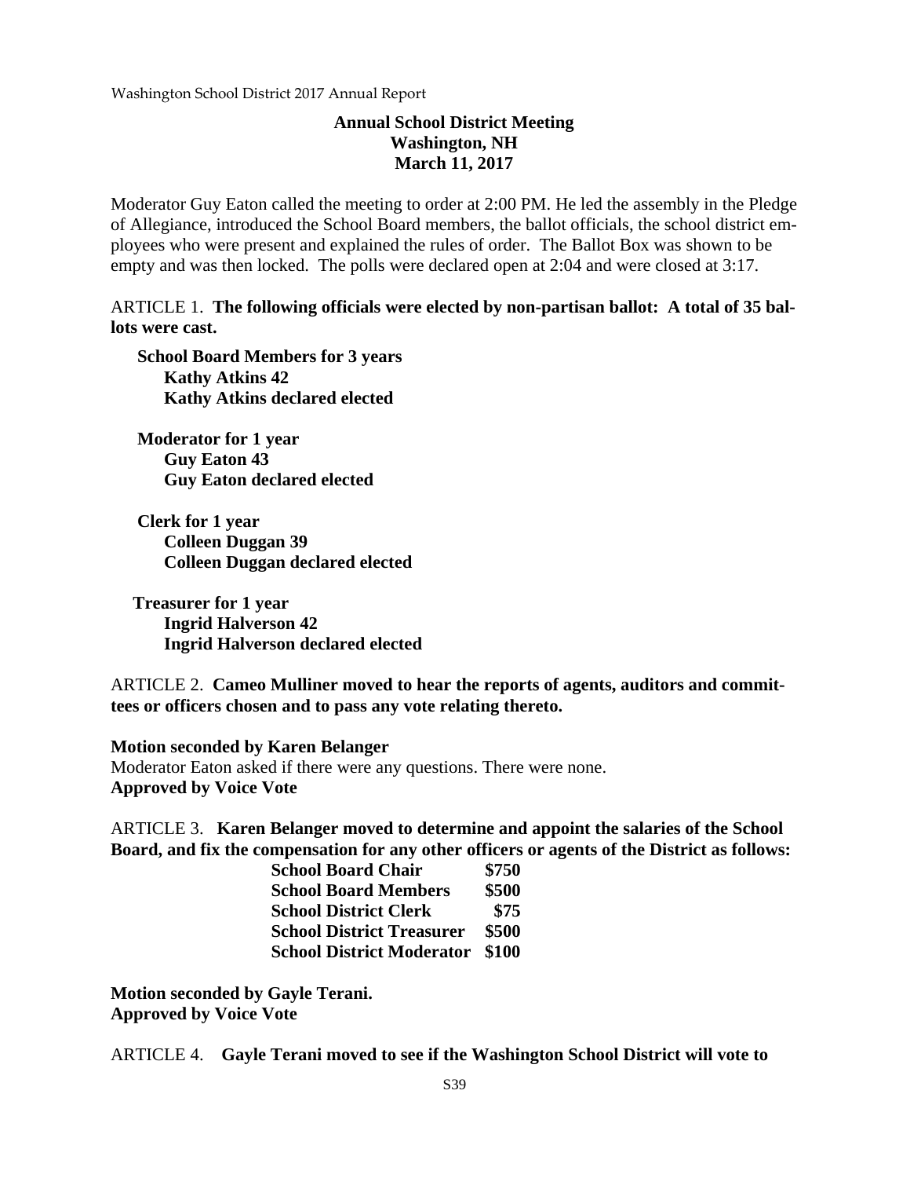**Annual School District Meeting**
**Washington, NH**
**March 11, 2017**

Moderator Guy Eaton called the meeting to order at 2:00 PM. He led the assembly in the Pledge of Allegiance, introduced the School Board members, the ballot officials, the school district employees who were present and explained the rules of order. The Ballot Box was shown to be empty and was then locked. The polls were declared open at 2:04 and were closed at 3:17.

ARTICLE 1. **The following officials were elected by non-partisan ballot: A total of 35 ballots were cast.**

**School Board Members for 3 years**
**Kathy Atkins 42**
**Kathy Atkins declared elected**

**Moderator for 1 year**
**Guy Eaton 43**
**Guy Eaton declared elected**

**Clerk for 1 year**
**Colleen Duggan 39**
**Colleen Duggan declared elected**

**Treasurer for 1 year**
**Ingrid Halverson 42**
**Ingrid Halverson declared elected**

ARTICLE 2. **Cameo Mulliner moved to hear the reports of agents, auditors and committees or officers chosen and to pass any vote relating thereto.**

**Motion seconded by Karen Belanger**
Moderator Eaton asked if there were any questions. There were none.
**Approved by Voice Vote**

ARTICLE 3. **Karen Belanger moved to determine and appoint the salaries of the School Board, and fix the compensation for any other officers or agents of the District as follows:**

| | |
|---|---|
| **School Board Chair** | **$750** |
| **School Board Members** | **$500** |
| **School District Clerk** | **$75** |
| **School District Treasurer** | **$500** |
| **School District Moderator** | **$100** |

**Motion seconded by Gayle Terani.**
**Approved by Voice Vote**

ARTICLE 4. **Gayle Terani moved to see if the Washington School District will vote to**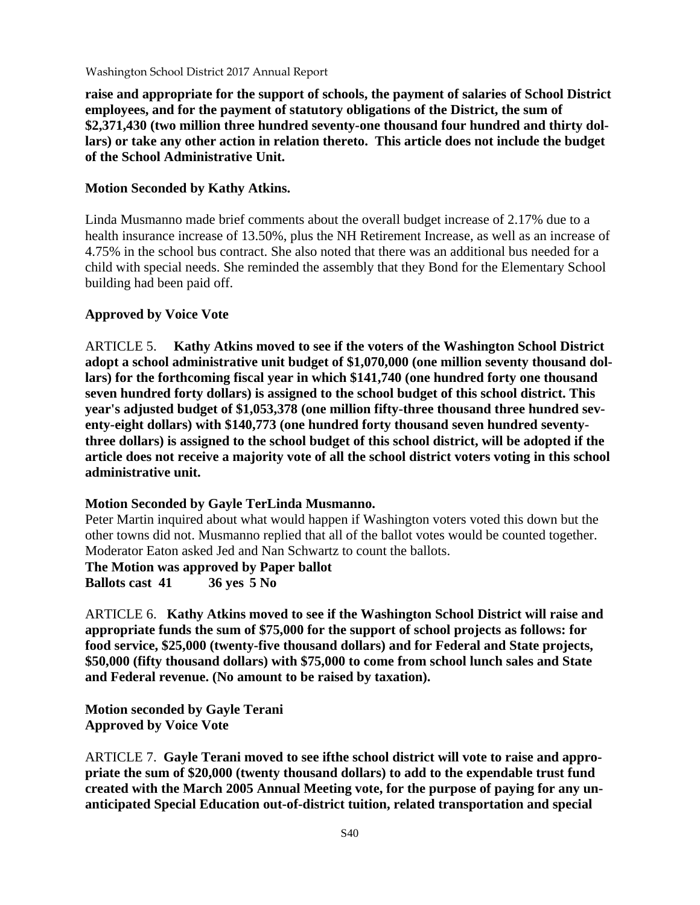**raise and appropriate for the support of schools, the payment of salaries of School District employees, and for the payment of statutory obligations of the District, the sum of $2,371,430 (two million three hundred seventy-one thousand four hundred and thirty dollars) or take any other action in relation thereto. This article does not include the budget of the School Administrative Unit.**

**Motion Seconded by Kathy Atkins.**

Linda Musmanno made brief comments about the overall budget increase of 2.17% due to a health insurance increase of 13.50%, plus the NH Retirement Increase, as well as an increase of 4.75% in the school bus contract. She also noted that there was an additional bus needed for a child with special needs. She reminded the assembly that they Bond for the Elementary School building had been paid off.

**Approved by Voice Vote**

ARTICLE 5. **Kathy Atkins moved to see if the voters of the Washington School District adopt a school administrative unit budget of $1,070,000 (one million seventy thousand dollars) for the forthcoming fiscal year in which $141,740 (one hundred forty one thousand seven hundred forty dollars) is assigned to the school budget of this school district. This year's adjusted budget of $1,053,378 (one million fifty-three thousand three hundred seventy-eight dollars) with $140,773 (one hundred forty thousand seven hundred seventy-three dollars) is assigned to the school budget of this school district, will be adopted if the article does not receive a majority vote of all the school district voters voting in this school administrative unit.**

**Motion Seconded by Gayle TerLinda Musmanno.**

Peter Martin inquired about what would happen if Washington voters voted this down but the other towns did not. Musmanno replied that all of the ballot votes would be counted together. Moderator Eaton asked Jed and Nan Schwartz to count the ballots.

**The Motion was approved by Paper ballot**
**Ballots cast 41 36 yes 5 No**

ARTICLE 6. **Kathy Atkins moved to see if the Washington School District will raise and appropriate funds the sum of $75,000 for the support of school projects as follows: for food service, $25,000 (twenty-five thousand dollars) and for Federal and State projects, $50,000 (fifty thousand dollars) with $75,000 to come from school lunch sales and State and Federal revenue. (No amount to be raised by taxation).**

**Motion seconded by Gayle Terani**
**Approved by Voice Vote**

ARTICLE 7. **Gayle Terani moved to see ifthe school district will vote to raise and appropriate the sum of $20,000 (twenty thousand dollars) to add to the expendable trust fund created with the March 2005 Annual Meeting vote, for the purpose of paying for any unanticipated Special Education out-of-district tuition, related transportation and special**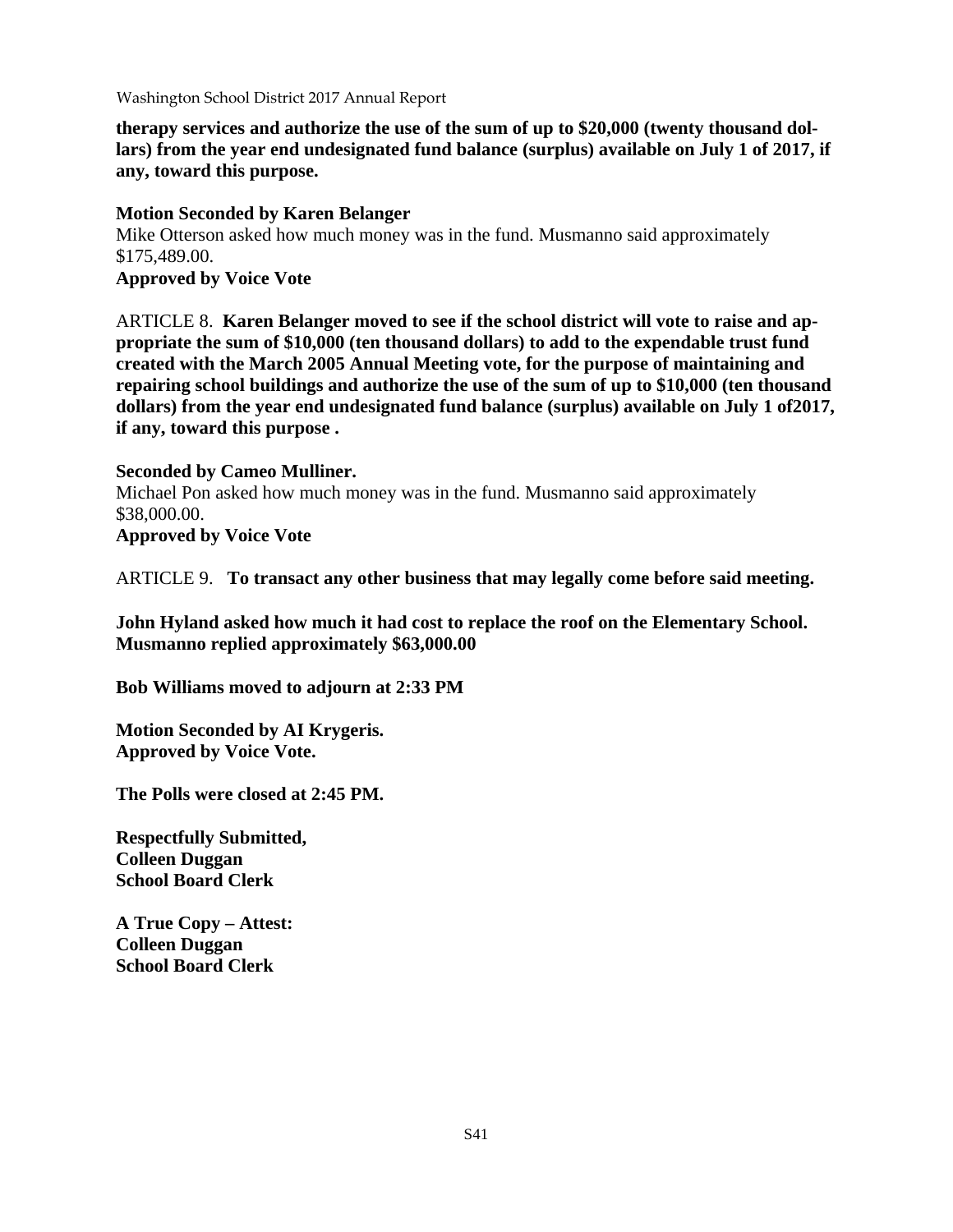**therapy services and authorize the use of the sum of up to $20,000 (twenty thousand dollars) from the year end undesignated fund balance (surplus) available on July 1 of 2017, if any, toward this purpose.**

**Motion Seconded by Karen Belanger**
Mike Otterson asked how much money was in the fund. Musmanno said approximately $175,489.00.
**Approved by Voice Vote**

ARTICLE 8. **Karen Belanger moved to see if the school district will vote to raise and appropriate the sum of $10,000 (ten thousand dollars) to add to the expendable trust fund created with the March 2005 Annual Meeting vote, for the purpose of maintaining and repairing school buildings and authorize the use of the sum of up to $10,000 (ten thousand dollars) from the year end undesignated fund balance (surplus) available on July 1 of2017, if any, toward this purpose .**

**Seconded by Cameo Mulliner.**
Michael Pon asked how much money was in the fund. Musmanno said approximately $38,000.00.
**Approved by Voice Vote**

ARTICLE 9. **To transact any other business that may legally come before said meeting.**

**John Hyland asked how much it had cost to replace the roof on the Elementary School. Musmanno replied approximately $63,000.00**

**Bob Williams moved to adjourn at 2:33 PM**

**Motion Seconded by AI Krygeris.**
**Approved by Voice Vote.**

**The Polls were closed at 2:45 PM.**

**Respectfully Submitted,**
**Colleen Duggan**
**School Board Clerk**

**A True Copy – Attest:**
**Colleen Duggan**
**School Board Clerk**